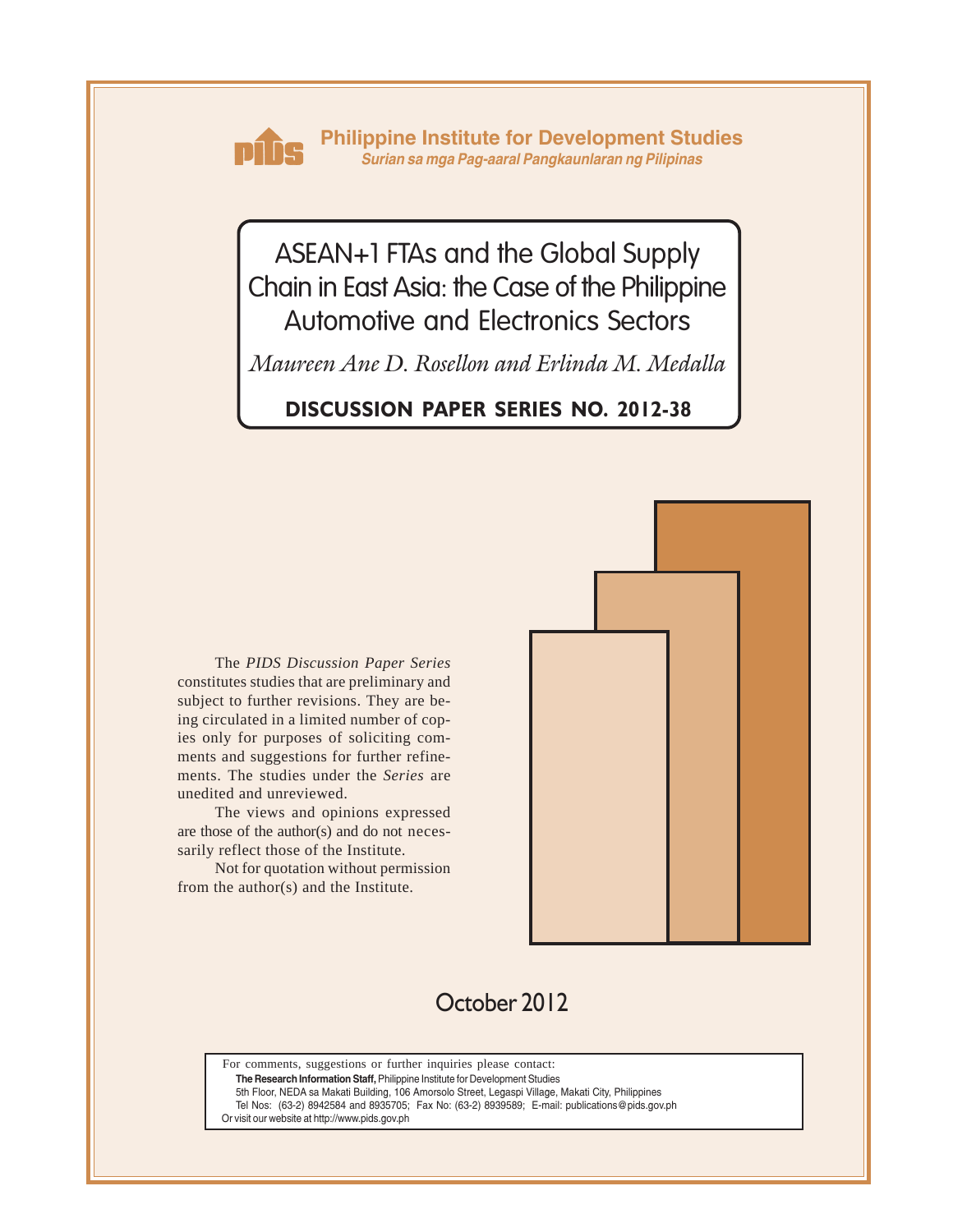**Philippine Institute for Development Studies**

*Surian sa mga Pag-aaral Pangkaunlaran ng Pilipinas*

# ASEAN+1 FTAs and the Global Supply Chain in East Asia: the Case of the Philippine Automotive and Electronics Sectors

*Maureen Ane D. Rosellon and Erlinda M. Medalla*

**DISCUSSION PAPER SERIES NO. 2012-38**

The *PIDS Discussion Paper Series* constitutes studies that are preliminary and subject to further revisions. They are being circulated in a limited number of copies only for purposes of soliciting comments and suggestions for further refinements. The studies under the *Series* are unedited and unreviewed.

The views and opinions expressed are those of the author(s) and do not necessarily reflect those of the Institute.

Not for quotation without permission from the author(s) and the Institute.

October 2012

For comments, suggestions or further inquiries please contact:

**The Research Information Staff,** Philippine Institute for Development Studies

5th Floor, NEDA sa Makati Building, 106 Amorsolo Street, Legaspi Village, Makati City, Philippines

Tel Nos: (63-2) 8942584 and 8935705; Fax No: (63-2) 8939589; E-mail: publications@pids.gov.ph

Or visit our website at http://www.pids.gov.ph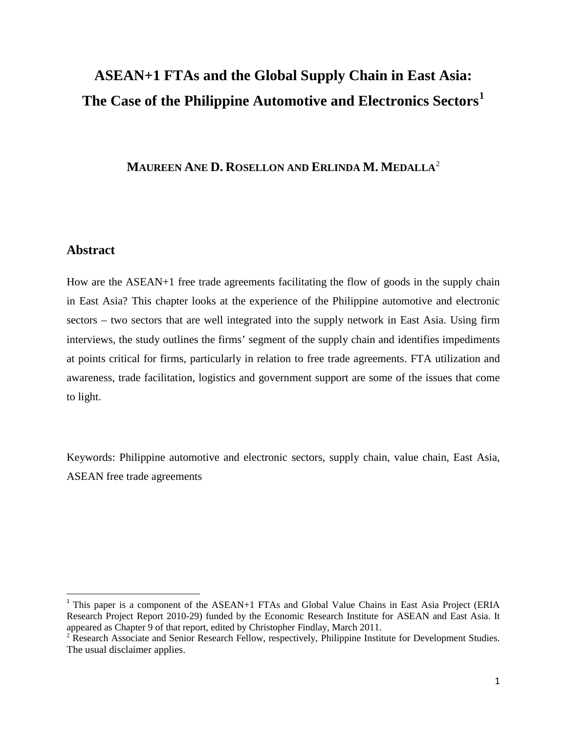# ASEAN+1 FTAs and the Global Supply Chain in East Asia: The Case of the Philippine Automotive and Electronics Sectors[1]

**MAUREEN ANE D. ROSELLON AND ERLINDA M. MEDALLA**[2]

## Abstract

How are the ASEAN+1 free trade agreements facilitating the flow of goods in the supply chain in East Asia? This chapter looks at the experience of the Philippine automotive and electronic sectors – two sectors that are well integrated into the supply network in East Asia. Using firm interviews, the study outlines the firms' segment of the supply chain and identifies impediments at points critical for firms, particularly in relation to free trade agreements. FTA utilization and awareness, trade facilitation, logistics and government support are some of the issues that come to light.

Keywords: Philippine automotive and electronic sectors, supply chain, value chain, East Asia, ASEAN free trade agreements

---

[1] This paper is a component of the ASEAN+1 FTAs and Global Value Chains in East Asia Project (ERIA Research Project Report 2010-29) funded by the Economic Research Institute for ASEAN and East Asia. It appeared as Chapter 9 of that report, edited by Christopher Findlay, March 2011.

[2] Research Associate and Senior Research Fellow, respectively, Philippine Institute for Development Studies. The usual disclaimer applies.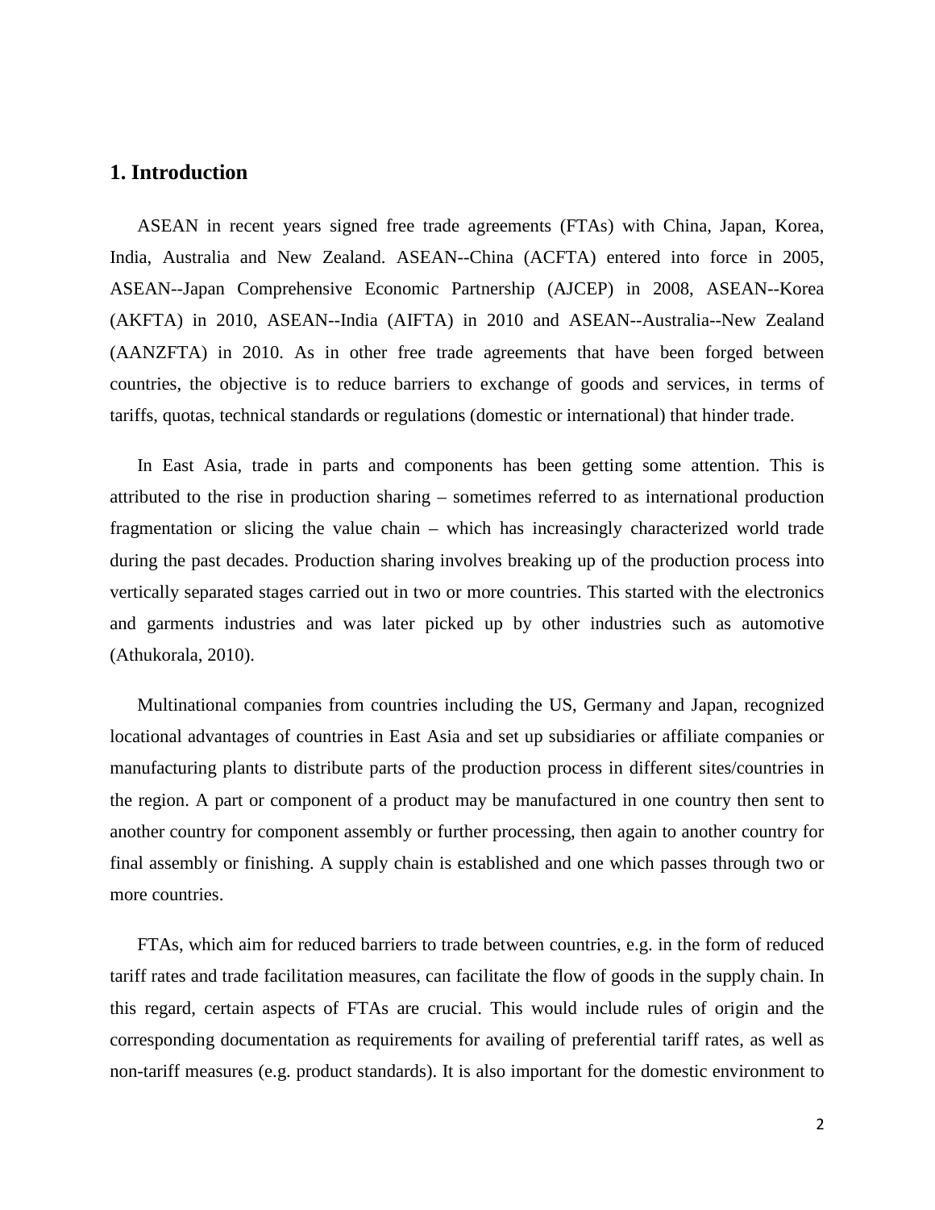## 1. Introduction

ASEAN in recent years signed free trade agreements (FTAs) with China, Japan, Korea, India, Australia and New Zealand. ASEAN--China (ACFTA) entered into force in 2005, ASEAN--Japan Comprehensive Economic Partnership (AJCEP) in 2008, ASEAN--Korea (AKFTA) in 2010, ASEAN--India (AIFTA) in 2010 and ASEAN--Australia--New Zealand (AANZFTA) in 2010. As in other free trade agreements that have been forged between countries, the objective is to reduce barriers to exchange of goods and services, in terms of tariffs, quotas, technical standards or regulations (domestic or international) that hinder trade.

In East Asia, trade in parts and components has been getting some attention. This is attributed to the rise in production sharing – sometimes referred to as international production fragmentation or slicing the value chain – which has increasingly characterized world trade during the past decades. Production sharing involves breaking up of the production process into vertically separated stages carried out in two or more countries. This started with the electronics and garments industries and was later picked up by other industries such as automotive (Athukorala, 2010).

Multinational companies from countries including the US, Germany and Japan, recognized locational advantages of countries in East Asia and set up subsidiaries or affiliate companies or manufacturing plants to distribute parts of the production process in different sites/countries in the region. A part or component of a product may be manufactured in one country then sent to another country for component assembly or further processing, then again to another country for final assembly or finishing. A supply chain is established and one which passes through two or more countries.

FTAs, which aim for reduced barriers to trade between countries, e.g. in the form of reduced tariff rates and trade facilitation measures, can facilitate the flow of goods in the supply chain. In this regard, certain aspects of FTAs are crucial. This would include rules of origin and the corresponding documentation as requirements for availing of preferential tariff rates, as well as non-tariff measures (e.g. product standards). It is also important for the domestic environment to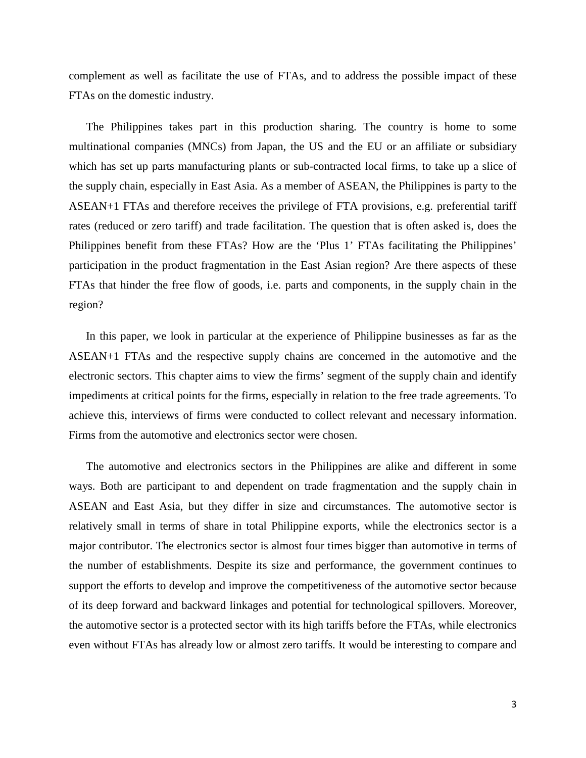complement as well as facilitate the use of FTAs, and to address the possible impact of these FTAs on the domestic industry.

The Philippines takes part in this production sharing. The country is home to some multinational companies (MNCs) from Japan, the US and the EU or an affiliate or subsidiary which has set up parts manufacturing plants or sub-contracted local firms, to take up a slice of the supply chain, especially in East Asia. As a member of ASEAN, the Philippines is party to the ASEAN+1 FTAs and therefore receives the privilege of FTA provisions, e.g. preferential tariff rates (reduced or zero tariff) and trade facilitation. The question that is often asked is, does the Philippines benefit from these FTAs? How are the 'Plus 1' FTAs facilitating the Philippines' participation in the product fragmentation in the East Asian region? Are there aspects of these FTAs that hinder the free flow of goods, i.e. parts and components, in the supply chain in the region?

In this paper, we look in particular at the experience of Philippine businesses as far as the ASEAN+1 FTAs and the respective supply chains are concerned in the automotive and the electronic sectors. This chapter aims to view the firms' segment of the supply chain and identify impediments at critical points for the firms, especially in relation to the free trade agreements. To achieve this, interviews of firms were conducted to collect relevant and necessary information. Firms from the automotive and electronics sector were chosen.

The automotive and electronics sectors in the Philippines are alike and different in some ways. Both are participant to and dependent on trade fragmentation and the supply chain in ASEAN and East Asia, but they differ in size and circumstances. The automotive sector is relatively small in terms of share in total Philippine exports, while the electronics sector is a major contributor. The electronics sector is almost four times bigger than automotive in terms of the number of establishments. Despite its size and performance, the government continues to support the efforts to develop and improve the competitiveness of the automotive sector because of its deep forward and backward linkages and potential for technological spillovers. Moreover, the automotive sector is a protected sector with its high tariffs before the FTAs, while electronics even without FTAs has already low or almost zero tariffs. It would be interesting to compare and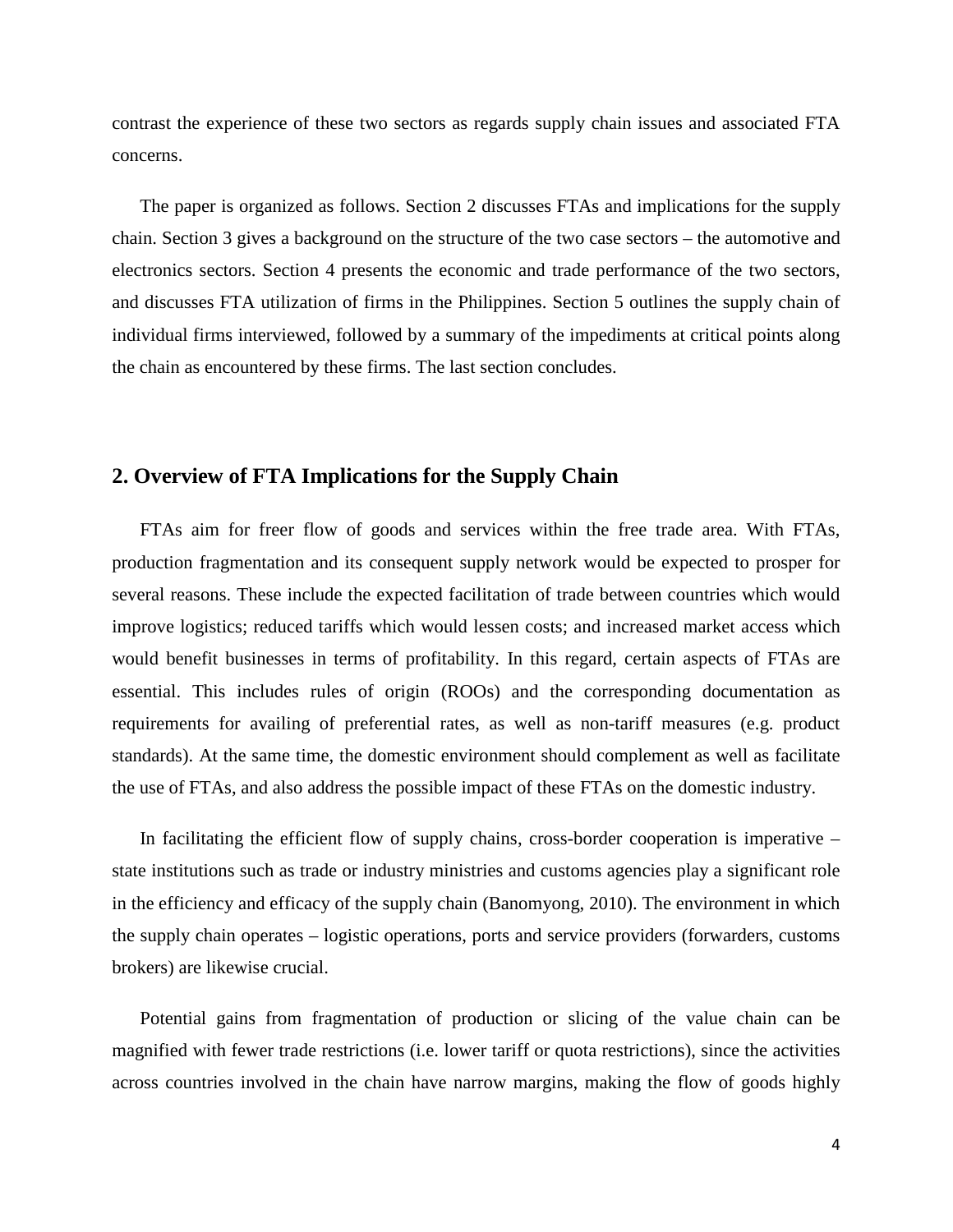contrast the experience of these two sectors as regards supply chain issues and associated FTA concerns.

The paper is organized as follows. Section 2 discusses FTAs and implications for the supply chain. Section 3 gives a background on the structure of the two case sectors – the automotive and electronics sectors. Section 4 presents the economic and trade performance of the two sectors, and discusses FTA utilization of firms in the Philippines. Section 5 outlines the supply chain of individual firms interviewed, followed by a summary of the impediments at critical points along the chain as encountered by these firms. The last section concludes.

## 2. Overview of FTA Implications for the Supply Chain

FTAs aim for freer flow of goods and services within the free trade area. With FTAs, production fragmentation and its consequent supply network would be expected to prosper for several reasons. These include the expected facilitation of trade between countries which would improve logistics; reduced tariffs which would lessen costs; and increased market access which would benefit businesses in terms of profitability. In this regard, certain aspects of FTAs are essential. This includes rules of origin (ROOs) and the corresponding documentation as requirements for availing of preferential rates, as well as non-tariff measures (e.g. product standards). At the same time, the domestic environment should complement as well as facilitate the use of FTAs, and also address the possible impact of these FTAs on the domestic industry.

In facilitating the efficient flow of supply chains, cross-border cooperation is imperative – state institutions such as trade or industry ministries and customs agencies play a significant role in the efficiency and efficacy of the supply chain (Banomyong, 2010). The environment in which the supply chain operates – logistic operations, ports and service providers (forwarders, customs brokers) are likewise crucial.

Potential gains from fragmentation of production or slicing of the value chain can be magnified with fewer trade restrictions (i.e. lower tariff or quota restrictions), since the activities across countries involved in the chain have narrow margins, making the flow of goods highly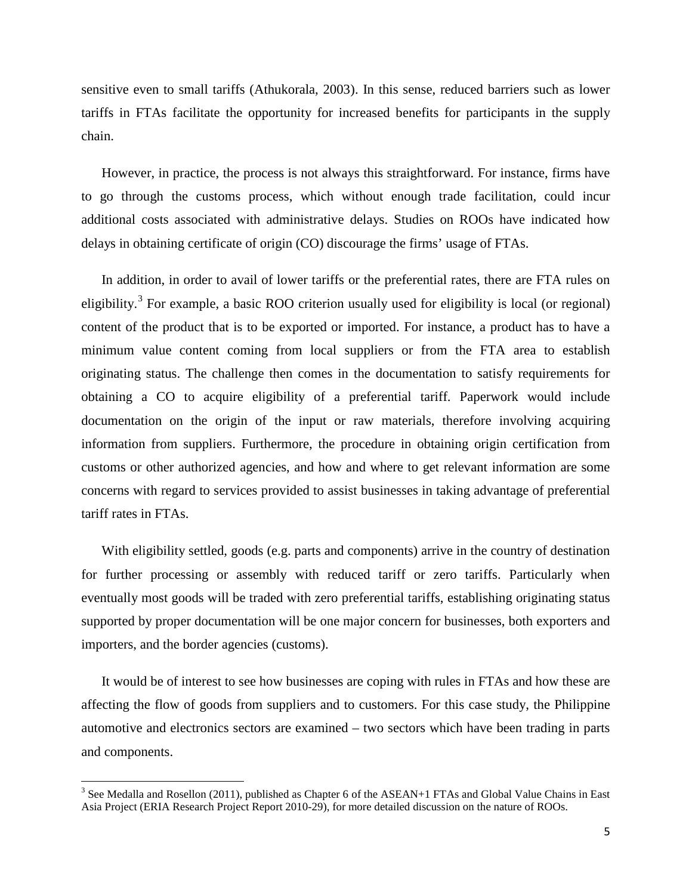sensitive even to small tariffs (Athukorala, 2003). In this sense, reduced barriers such as lower tariffs in FTAs facilitate the opportunity for increased benefits for participants in the supply chain.

However, in practice, the process is not always this straightforward. For instance, firms have to go through the customs process, which without enough trade facilitation, could incur additional costs associated with administrative delays. Studies on ROOs have indicated how delays in obtaining certificate of origin (CO) discourage the firms' usage of FTAs.

In addition, in order to avail of lower tariffs or the preferential rates, there are FTA rules on eligibility.[3] For example, a basic ROO criterion usually used for eligibility is local (or regional) content of the product that is to be exported or imported. For instance, a product has to have a minimum value content coming from local suppliers or from the FTA area to establish originating status. The challenge then comes in the documentation to satisfy requirements for obtaining a CO to acquire eligibility of a preferential tariff. Paperwork would include documentation on the origin of the input or raw materials, therefore involving acquiring information from suppliers. Furthermore, the procedure in obtaining origin certification from customs or other authorized agencies, and how and where to get relevant information are some concerns with regard to services provided to assist businesses in taking advantage of preferential tariff rates in FTAs.

With eligibility settled, goods (e.g. parts and components) arrive in the country of destination for further processing or assembly with reduced tariff or zero tariffs. Particularly when eventually most goods will be traded with zero preferential tariffs, establishing originating status supported by proper documentation will be one major concern for businesses, both exporters and importers, and the border agencies (customs).

It would be of interest to see how businesses are coping with rules in FTAs and how these are affecting the flow of goods from suppliers and to customers. For this case study, the Philippine automotive and electronics sectors are examined – two sectors which have been trading in parts and components.

[3] See Medalla and Rosellon (2011), published as Chapter 6 of the ASEAN+1 FTAs and Global Value Chains in East Asia Project (ERIA Research Project Report 2010-29), for more detailed discussion on the nature of ROOs.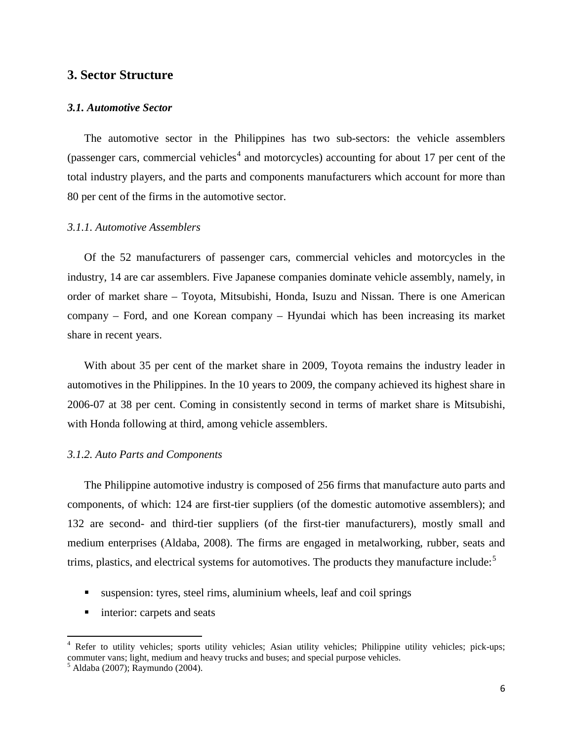## 3. Sector Structure

### *3.1. Automotive Sector*

The automotive sector in the Philippines has two sub-sectors: the vehicle assemblers (passenger cars, commercial vehicles[4] and motorcycles) accounting for about 17 per cent of the total industry players, and the parts and components manufacturers which account for more than 80 per cent of the firms in the automotive sector.

#### *3.1.1. Automotive Assemblers*

Of the 52 manufacturers of passenger cars, commercial vehicles and motorcycles in the industry, 14 are car assemblers. Five Japanese companies dominate vehicle assembly, namely, in order of market share – Toyota, Mitsubishi, Honda, Isuzu and Nissan. There is one American company – Ford, and one Korean company – Hyundai which has been increasing its market share in recent years.

With about 35 per cent of the market share in 2009, Toyota remains the industry leader in automotives in the Philippines. In the 10 years to 2009, the company achieved its highest share in 2006-07 at 38 per cent. Coming in consistently second in terms of market share is Mitsubishi, with Honda following at third, among vehicle assemblers.

#### *3.1.2. Auto Parts and Components*

The Philippine automotive industry is composed of 256 firms that manufacture auto parts and components, of which: 124 are first-tier suppliers (of the domestic automotive assemblers); and 132 are second- and third-tier suppliers (of the first-tier manufacturers), mostly small and medium enterprises (Aldaba, 2008). The firms are engaged in metalworking, rubber, seats and trims, plastics, and electrical systems for automotives. The products they manufacture include:[5]

- suspension: tyres, steel rims, aluminium wheels, leaf and coil springs
- interior: carpets and seats

---

[4] Refer to utility vehicles; sports utility vehicles; Asian utility vehicles; Philippine utility vehicles; pick-ups; commuter vans; light, medium and heavy trucks and buses; and special purpose vehicles.

[5] Aldaba (2007); Raymundo (2004).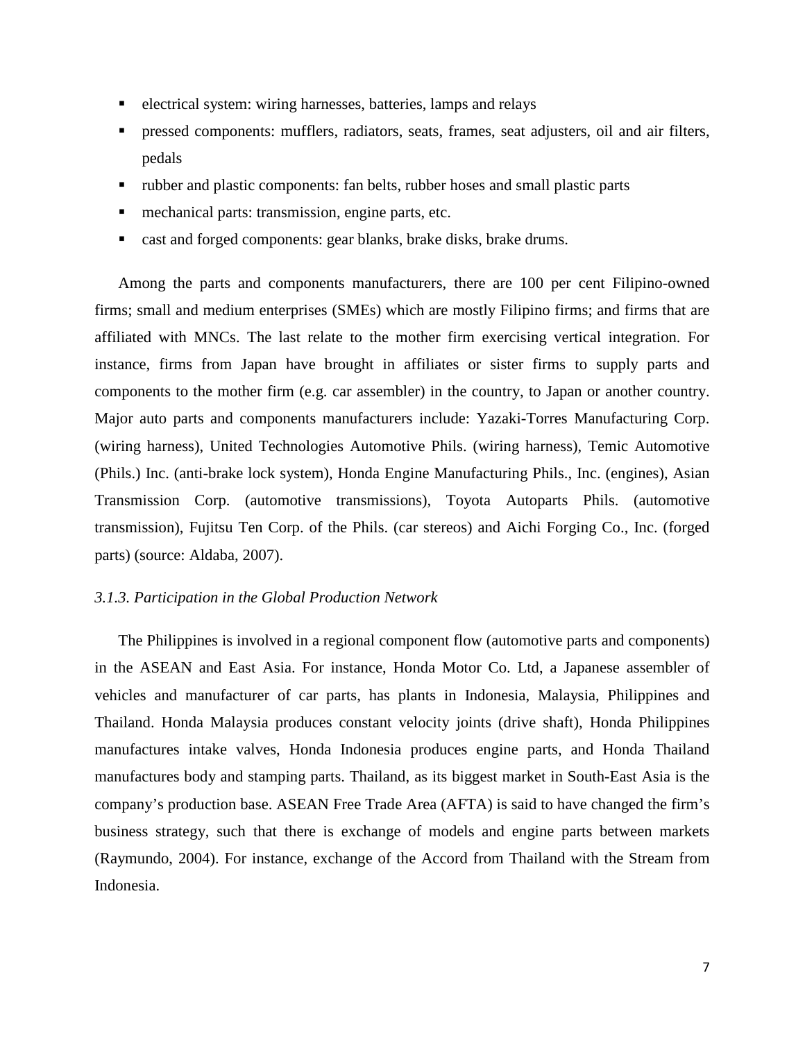- electrical system: wiring harnesses, batteries, lamps and relays
- pressed components: mufflers, radiators, seats, frames, seat adjusters, oil and air filters, pedals
- rubber and plastic components: fan belts, rubber hoses and small plastic parts
- mechanical parts: transmission, engine parts, etc.
- cast and forged components: gear blanks, brake disks, brake drums.

Among the parts and components manufacturers, there are 100 per cent Filipino-owned firms; small and medium enterprises (SMEs) which are mostly Filipino firms; and firms that are affiliated with MNCs. The last relate to the mother firm exercising vertical integration. For instance, firms from Japan have brought in affiliates or sister firms to supply parts and components to the mother firm (e.g. car assembler) in the country, to Japan or another country. Major auto parts and components manufacturers include: Yazaki-Torres Manufacturing Corp. (wiring harness), United Technologies Automotive Phils. (wiring harness), Temic Automotive (Phils.) Inc. (anti-brake lock system), Honda Engine Manufacturing Phils., Inc. (engines), Asian Transmission Corp. (automotive transmissions), Toyota Autoparts Phils. (automotive transmission), Fujitsu Ten Corp. of the Phils. (car stereos) and Aichi Forging Co., Inc. (forged parts) (source: Aldaba, 2007).

### *3.1.3. Participation in the Global Production Network*

The Philippines is involved in a regional component flow (automotive parts and components) in the ASEAN and East Asia. For instance, Honda Motor Co. Ltd, a Japanese assembler of vehicles and manufacturer of car parts, has plants in Indonesia, Malaysia, Philippines and Thailand. Honda Malaysia produces constant velocity joints (drive shaft), Honda Philippines manufactures intake valves, Honda Indonesia produces engine parts, and Honda Thailand manufactures body and stamping parts. Thailand, as its biggest market in South-East Asia is the company's production base. ASEAN Free Trade Area (AFTA) is said to have changed the firm's business strategy, such that there is exchange of models and engine parts between markets (Raymundo, 2004). For instance, exchange of the Accord from Thailand with the Stream from Indonesia.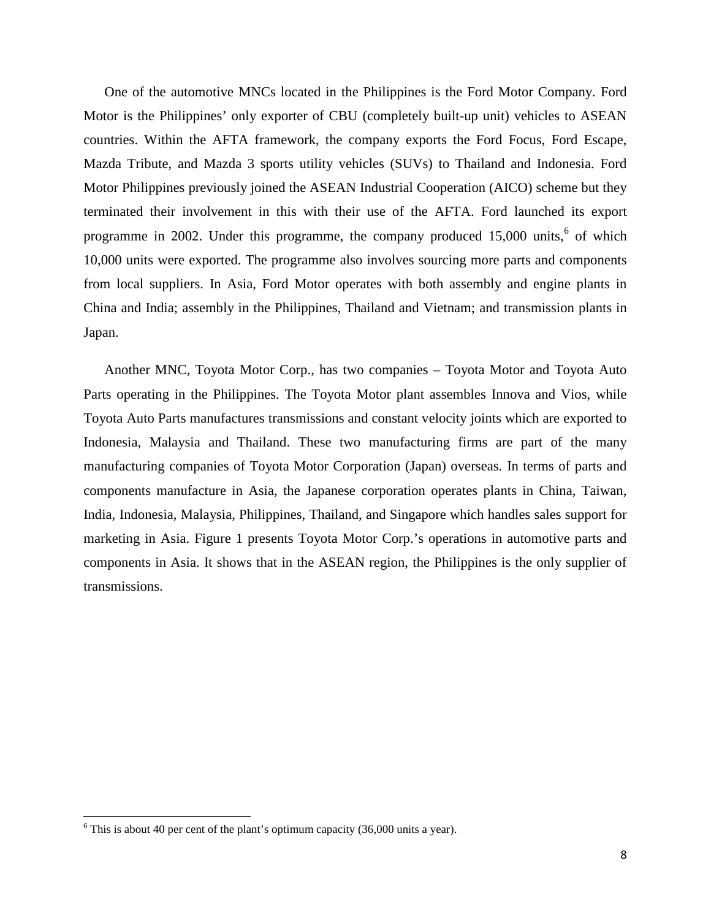One of the automotive MNCs located in the Philippines is the Ford Motor Company. Ford Motor is the Philippines' only exporter of CBU (completely built-up unit) vehicles to ASEAN countries. Within the AFTA framework, the company exports the Ford Focus, Ford Escape, Mazda Tribute, and Mazda 3 sports utility vehicles (SUVs) to Thailand and Indonesia. Ford Motor Philippines previously joined the ASEAN Industrial Cooperation (AICO) scheme but they terminated their involvement in this with their use of the AFTA. Ford launched its export programme in 2002. Under this programme, the company produced 15,000 units,[6] of which 10,000 units were exported. The programme also involves sourcing more parts and components from local suppliers. In Asia, Ford Motor operates with both assembly and engine plants in China and India; assembly in the Philippines, Thailand and Vietnam; and transmission plants in Japan.

Another MNC, Toyota Motor Corp., has two companies – Toyota Motor and Toyota Auto Parts operating in the Philippines. The Toyota Motor plant assembles Innova and Vios, while Toyota Auto Parts manufactures transmissions and constant velocity joints which are exported to Indonesia, Malaysia and Thailand. These two manufacturing firms are part of the many manufacturing companies of Toyota Motor Corporation (Japan) overseas. In terms of parts and components manufacture in Asia, the Japanese corporation operates plants in China, Taiwan, India, Indonesia, Malaysia, Philippines, Thailand, and Singapore which handles sales support for marketing in Asia. Figure 1 presents Toyota Motor Corp.'s operations in automotive parts and components in Asia. It shows that in the ASEAN region, the Philippines is the only supplier of transmissions.

[6] This is about 40 per cent of the plant's optimum capacity (36,000 units a year).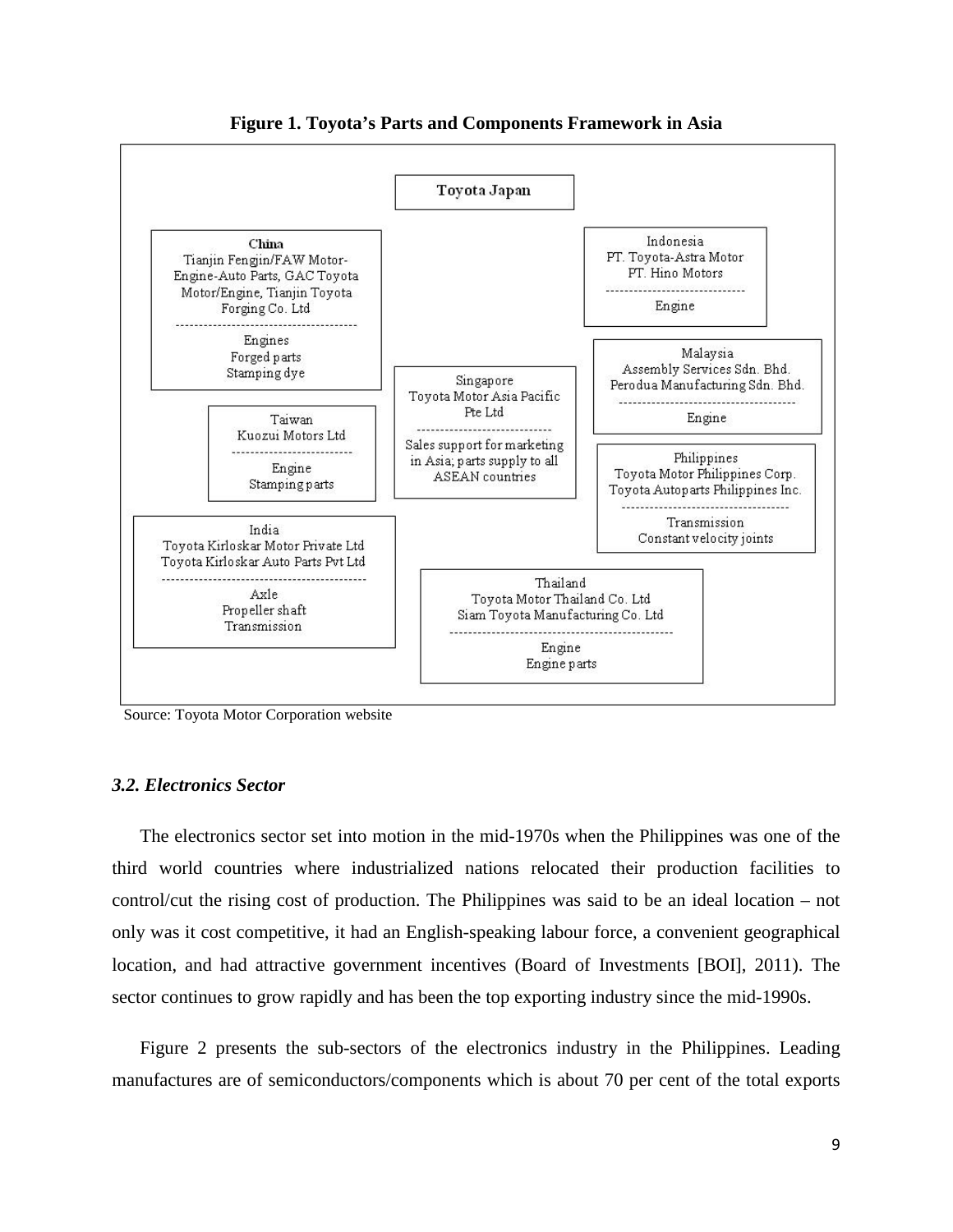**Figure 1. Toyota's Parts and Components Framework in Asia**

Toyota Japan

China
Tianjin Fengin/FAW Motor-Engine-Auto Parts, GAC Toyota Motor/Engine, Tianjin Toyota Forging Co. Ltd
---
Engines
Forged parts
Stamping dye

Indonesia
PT. Toyota-Astra Motor
PT. Hino Motors
---
Engine

Malaysia
Assembly Services Sdn. Bhd.
Perodua Manufacturing Sdn. Bhd.
---
Engine

Singapore
Toyota Motor Asia Pacific Pte Ltd
---
Sales support for marketing in Asia; parts supply to all ASEAN countries

Taiwan
Kuozui Motors Ltd
---
Engine
Stamping parts

Philippines
Toyota Motor Philippines Corp.
Toyota Autoparts Philippines Inc.
---
Transmission
Constant velocity joints

India
Toyota Kirloskar Motor Private Ltd
Toyota Kirloskar Auto Parts Pvt Ltd
---
Axle
Propeller shaft
Transmission

Thailand
Toyota Motor Thailand Co. Ltd
Siam Toyota Manufacturing Co. Ltd
---
Engine
Engine parts

Source: Toyota Motor Corporation website

### *3.2. Electronics Sector*

The electronics sector set into motion in the mid-1970s when the Philippines was one of the third world countries where industrialized nations relocated their production facilities to control/cut the rising cost of production. The Philippines was said to be an ideal location – not only was it cost competitive, it had an English-speaking labour force, a convenient geographical location, and had attractive government incentives (Board of Investments [BOI], 2011). The sector continues to grow rapidly and has been the top exporting industry since the mid-1990s.

Figure 2 presents the sub-sectors of the electronics industry in the Philippines. Leading manufactures are of semiconductors/components which is about 70 per cent of the total exports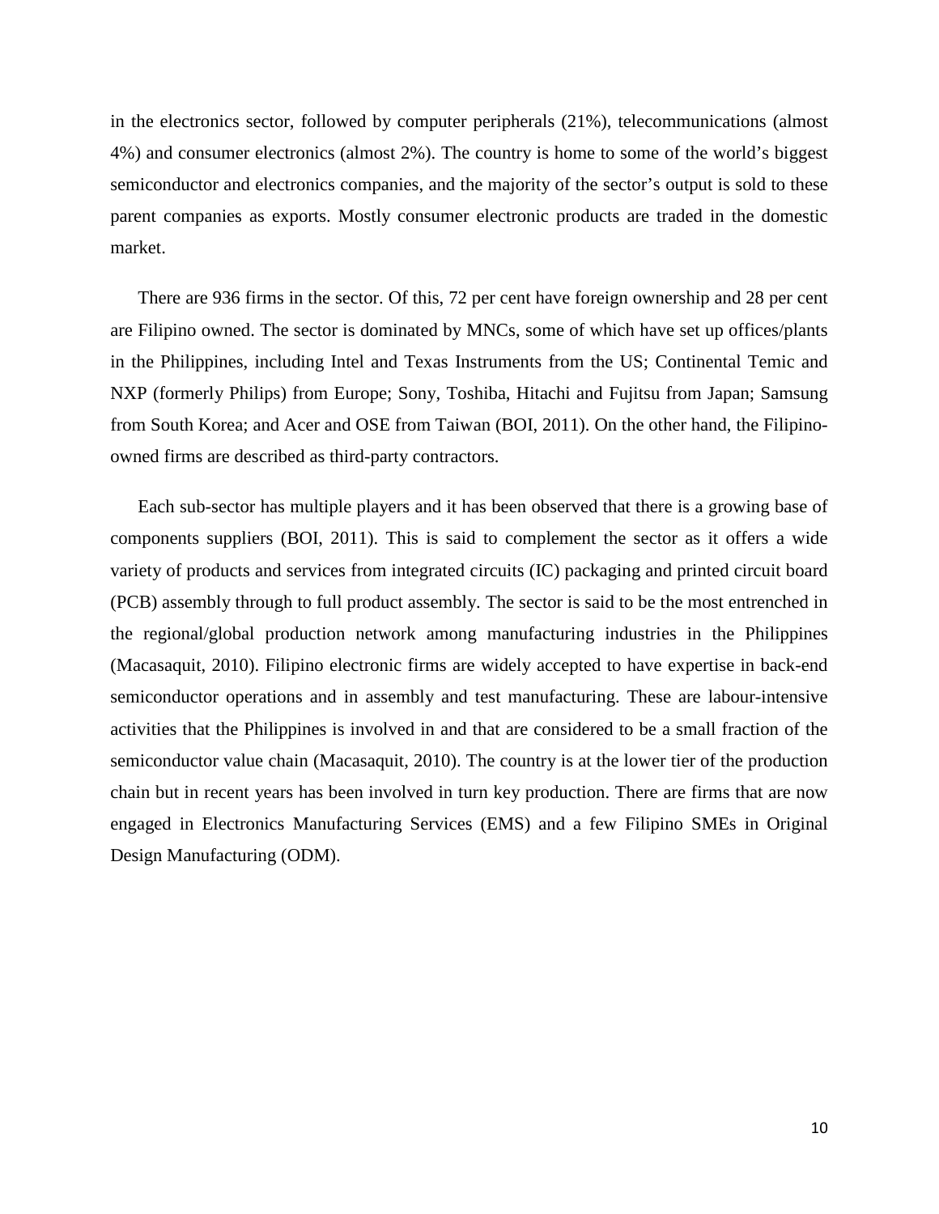in the electronics sector, followed by computer peripherals (21%), telecommunications (almost 4%) and consumer electronics (almost 2%). The country is home to some of the world's biggest semiconductor and electronics companies, and the majority of the sector's output is sold to these parent companies as exports. Mostly consumer electronic products are traded in the domestic market.

There are 936 firms in the sector. Of this, 72 per cent have foreign ownership and 28 per cent are Filipino owned. The sector is dominated by MNCs, some of which have set up offices/plants in the Philippines, including Intel and Texas Instruments from the US; Continental Temic and NXP (formerly Philips) from Europe; Sony, Toshiba, Hitachi and Fujitsu from Japan; Samsung from South Korea; and Acer and OSE from Taiwan (BOI, 2011). On the other hand, the Filipino-owned firms are described as third-party contractors.

Each sub-sector has multiple players and it has been observed that there is a growing base of components suppliers (BOI, 2011). This is said to complement the sector as it offers a wide variety of products and services from integrated circuits (IC) packaging and printed circuit board (PCB) assembly through to full product assembly. The sector is said to be the most entrenched in the regional/global production network among manufacturing industries in the Philippines (Macasaquit, 2010). Filipino electronic firms are widely accepted to have expertise in back-end semiconductor operations and in assembly and test manufacturing. These are labour-intensive activities that the Philippines is involved in and that are considered to be a small fraction of the semiconductor value chain (Macasaquit, 2010). The country is at the lower tier of the production chain but in recent years has been involved in turn key production. There are firms that are now engaged in Electronics Manufacturing Services (EMS) and a few Filipino SMEs in Original Design Manufacturing (ODM).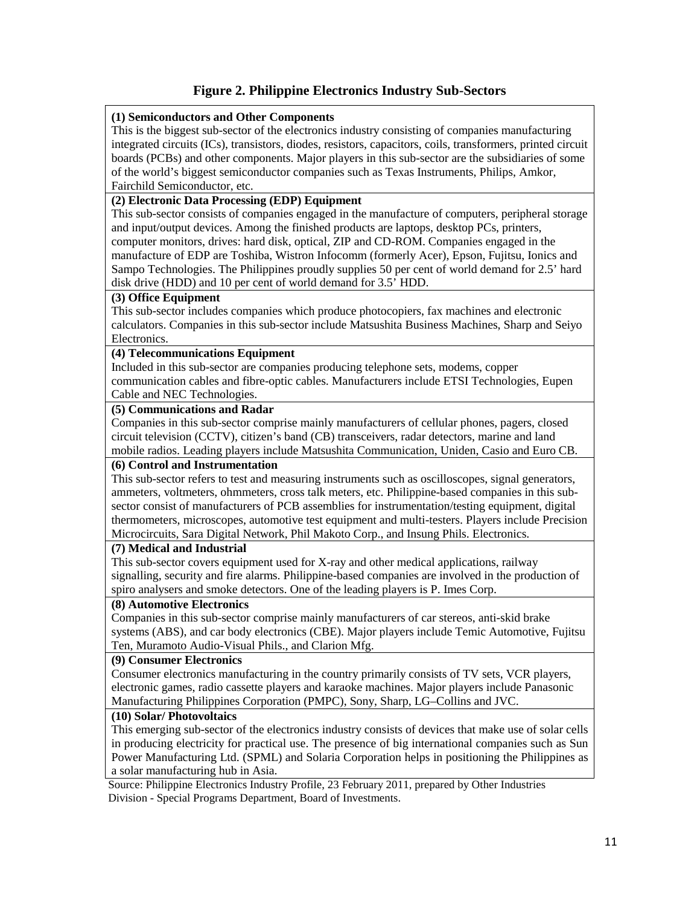# Figure 2. Philippine Electronics Industry Sub-Sectors

**(1) Semiconductors and Other Components**

This is the biggest sub-sector of the electronics industry consisting of companies manufacturing integrated circuits (ICs), transistors, diodes, resistors, capacitors, coils, transformers, printed circuit boards (PCBs) and other components. Major players in this sub-sector are the subsidiaries of some of the world's biggest semiconductor companies such as Texas Instruments, Philips, Amkor, Fairchild Semiconductor, etc.

**(2) Electronic Data Processing (EDP) Equipment**

This sub-sector consists of companies engaged in the manufacture of computers, peripheral storage and input/output devices. Among the finished products are laptops, desktop PCs, printers, computer monitors, drives: hard disk, optical, ZIP and CD-ROM. Companies engaged in the manufacture of EDP are Toshiba, Wistron Infocomm (formerly Acer), Epson, Fujitsu, Ionics and Sampo Technologies. The Philippines proudly supplies 50 per cent of world demand for 2.5' hard disk drive (HDD) and 10 per cent of world demand for 3.5' HDD.

**(3) Office Equipment**

This sub-sector includes companies which produce photocopiers, fax machines and electronic calculators. Companies in this sub-sector include Matsushita Business Machines, Sharp and Seiyo Electronics.

**(4) Telecommunications Equipment**

Included in this sub-sector are companies producing telephone sets, modems, copper communication cables and fibre-optic cables. Manufacturers include ETSI Technologies, Eupen Cable and NEC Technologies.

**(5) Communications and Radar**

Companies in this sub-sector comprise mainly manufacturers of cellular phones, pagers, closed circuit television (CCTV), citizen's band (CB) transceivers, radar detectors, marine and land mobile radios. Leading players include Matsushita Communication, Uniden, Casio and Euro CB.

**(6) Control and Instrumentation**

This sub-sector refers to test and measuring instruments such as oscilloscopes, signal generators, ammeters, voltmeters, ohmmeters, cross talk meters, etc. Philippine-based companies in this sub-sector consist of manufacturers of PCB assemblies for instrumentation/testing equipment, digital thermometers, microscopes, automotive test equipment and multi-testers. Players include Precision Microcircuits, Sara Digital Network, Phil Makoto Corp., and Insung Phils. Electronics.

**(7) Medical and Industrial**

This sub-sector covers equipment used for X-ray and other medical applications, railway signalling, security and fire alarms. Philippine-based companies are involved in the production of spiro analysers and smoke detectors. One of the leading players is P. Imes Corp.

**(8) Automotive Electronics**

Companies in this sub-sector comprise mainly manufacturers of car stereos, anti-skid brake systems (ABS), and car body electronics (CBE). Major players include Temic Automotive, Fujitsu Ten, Muramoto Audio-Visual Phils., and Clarion Mfg.

**(9) Consumer Electronics**

Consumer electronics manufacturing in the country primarily consists of TV sets, VCR players, electronic games, radio cassette players and karaoke machines. Major players include Panasonic Manufacturing Philippines Corporation (PMPC), Sony, Sharp, LG–Collins and JVC.

**(10) Solar/ Photovoltaics**

This emerging sub-sector of the electronics industry consists of devices that make use of solar cells in producing electricity for practical use. The presence of big international companies such as Sun Power Manufacturing Ltd. (SPML) and Solaria Corporation helps in positioning the Philippines as a solar manufacturing hub in Asia.

Source: Philippine Electronics Industry Profile, 23 February 2011, prepared by Other Industries Division - Special Programs Department, Board of Investments.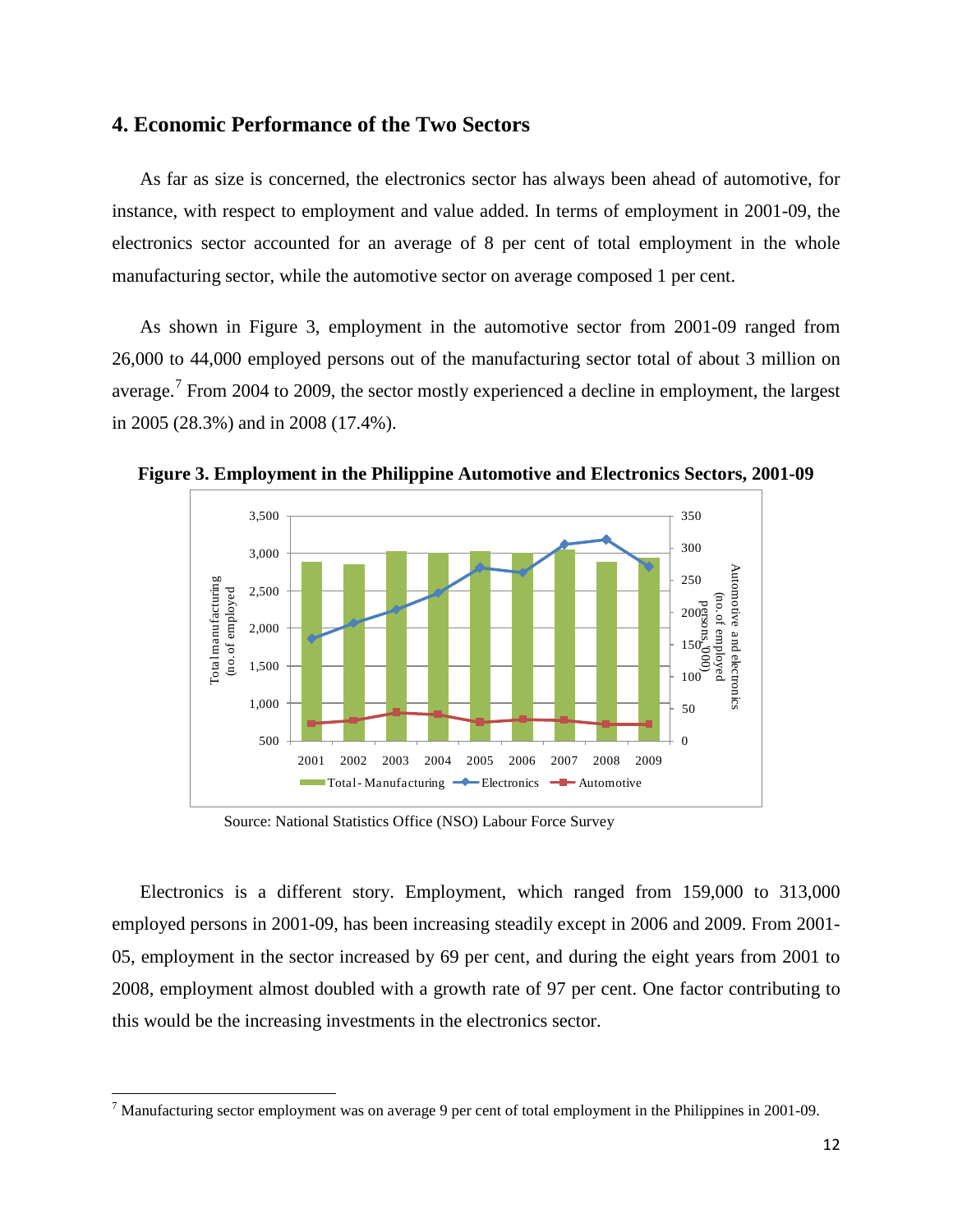## 4. Economic Performance of the Two Sectors

As far as size is concerned, the electronics sector has always been ahead of automotive, for instance, with respect to employment and value added. In terms of employment in 2001-09, the electronics sector accounted for an average of 8 per cent of total employment in the whole manufacturing sector, while the automotive sector on average composed 1 per cent.

As shown in Figure 3, employment in the automotive sector from 2001-09 ranged from 26,000 to 44,000 employed persons out of the manufacturing sector total of about 3 million on average.[7] From 2004 to 2009, the sector mostly experienced a decline in employment, the largest in 2005 (28.3%) and in 2008 (17.4%).

**Figure 3. Employment in the Philippine Automotive and Electronics Sectors, 2001-09**

Total manufacturing (no. of employed
3,500
3,000
2,500
2,000
1,500
1,000
500

Automotive and electronics (no. of employed persons,'000)
350
300
250
200
150
100
50
0

2001 2002 2003 2004 2005 2006 2007 2008 2009

Total - Manufacturing — Electronics — Automotive

Source: National Statistics Office (NSO) Labour Force Survey

Electronics is a different story. Employment, which ranged from 159,000 to 313,000 employed persons in 2001-09, has been increasing steadily except in 2006 and 2009. From 2001-05, employment in the sector increased by 69 per cent, and during the eight years from 2001 to 2008, employment almost doubled with a growth rate of 97 per cent. One factor contributing to this would be the increasing investments in the electronics sector.

[7] Manufacturing sector employment was on average 9 per cent of total employment in the Philippines in 2001-09.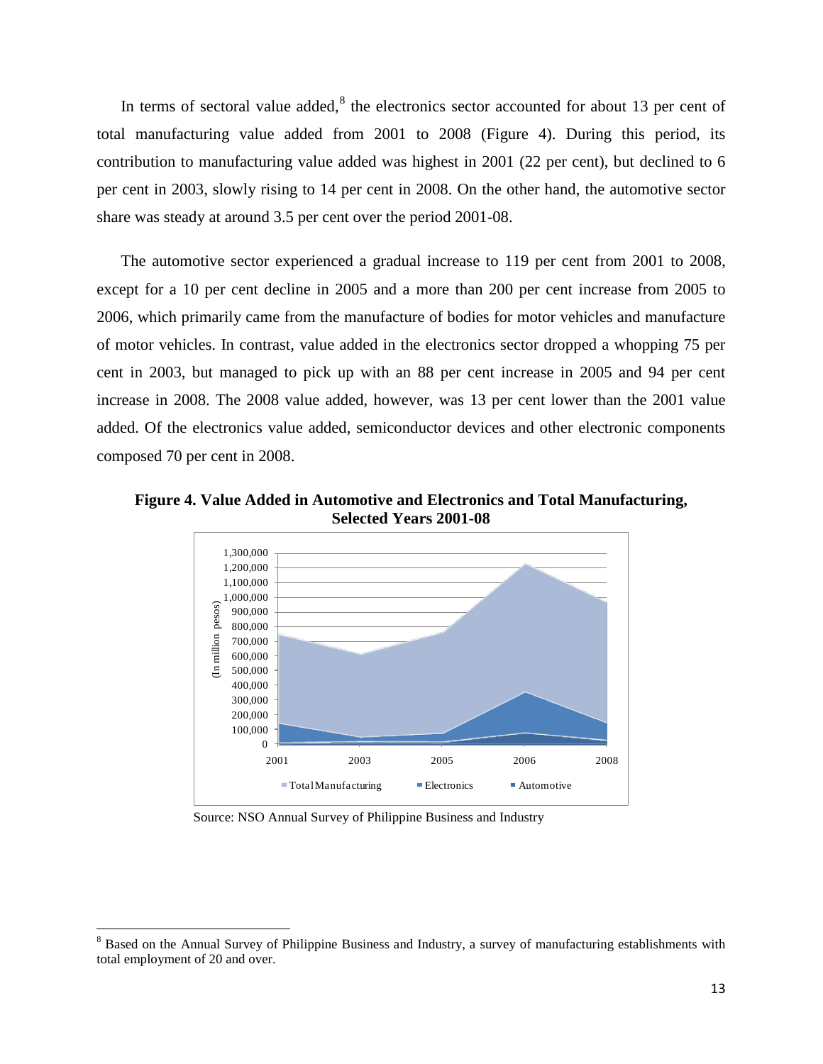In terms of sectoral value added,[8] the electronics sector accounted for about 13 per cent of total manufacturing value added from 2001 to 2008 (Figure 4). During this period, its contribution to manufacturing value added was highest in 2001 (22 per cent), but declined to 6 per cent in 2003, slowly rising to 14 per cent in 2008. On the other hand, the automotive sector share was steady at around 3.5 per cent over the period 2001-08.

The automotive sector experienced a gradual increase to 119 per cent from 2001 to 2008, except for a 10 per cent decline in 2005 and a more than 200 per cent increase from 2005 to 2006, which primarily came from the manufacture of bodies for motor vehicles and manufacture of motor vehicles. In contrast, value added in the electronics sector dropped a whopping 75 per cent in 2003, but managed to pick up with an 88 per cent increase in 2005 and 94 per cent increase in 2008. The 2008 value added, however, was 13 per cent lower than the 2001 value added. Of the electronics value added, semiconductor devices and other electronic components composed 70 per cent in 2008.

**Figure 4. Value Added in Automotive and Electronics and Total Manufacturing, Selected Years 2001-08**

(In million pesos)

1,300,000
1,200,000
1,100,000
1,000,000
900,000
800,000
700,000
600,000
500,000
400,000
300,000
200,000
100,000
0

2001
2003
2005
2006
2008

Total Manufacturing
Electronics
Automotive

Source: NSO Annual Survey of Philippine Business and Industry

---

[8] Based on the Annual Survey of Philippine Business and Industry, a survey of manufacturing establishments with total employment of 20 and over.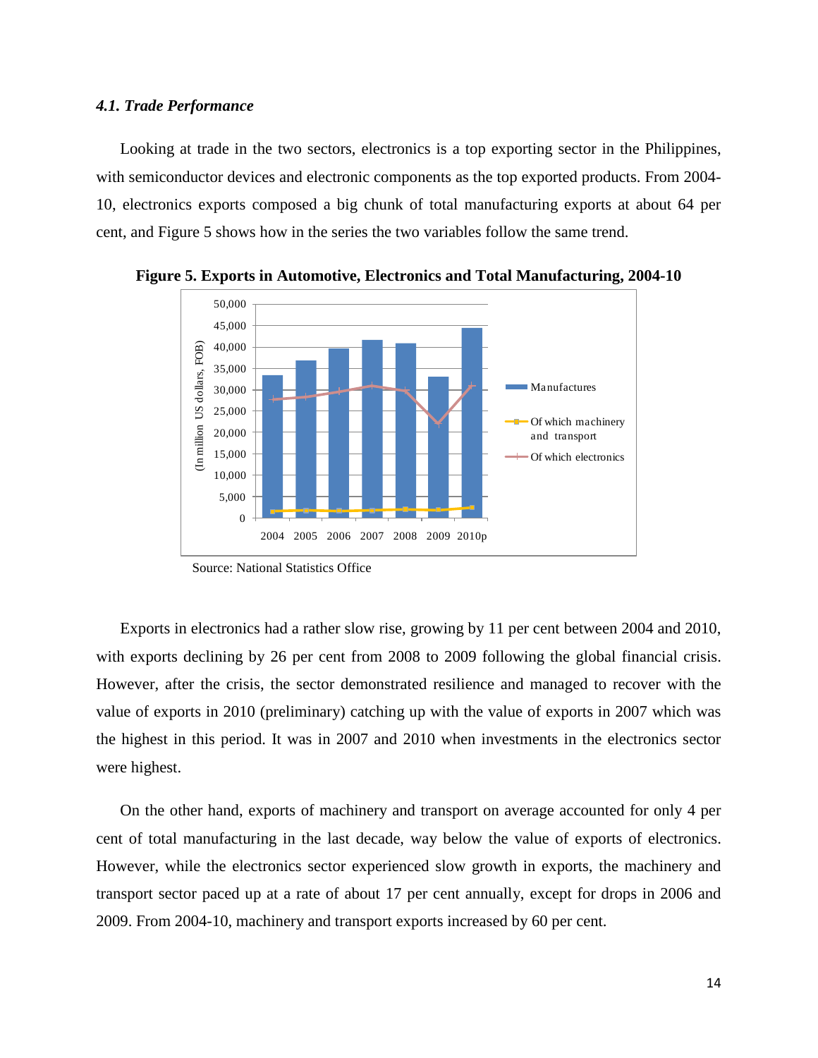### *4.1. Trade Performance*

Looking at trade in the two sectors, electronics is a top exporting sector in the Philippines, with semiconductor devices and electronic components as the top exported products. From 2004-10, electronics exports composed a big chunk of total manufacturing exports at about 64 per cent, and Figure 5 shows how in the series the two variables follow the same trend.

**Figure 5. Exports in Automotive, Electronics and Total Manufacturing, 2004-10**

(In million US dollars, FOB)

50,000
45,000
40,000
35,000
30,000
25,000
20,000
15,000
10,000
5,000
0

2004 2005 2006 2007 2008 2009 2010p

Manufactures
Of which machinery and transport
Of which electronics

Source: National Statistics Office

Exports in electronics had a rather slow rise, growing by 11 per cent between 2004 and 2010, with exports declining by 26 per cent from 2008 to 2009 following the global financial crisis. However, after the crisis, the sector demonstrated resilience and managed to recover with the value of exports in 2010 (preliminary) catching up with the value of exports in 2007 which was the highest in this period. It was in 2007 and 2010 when investments in the electronics sector were highest.

On the other hand, exports of machinery and transport on average accounted for only 4 per cent of total manufacturing in the last decade, way below the value of exports of electronics. However, while the electronics sector experienced slow growth in exports, the machinery and transport sector paced up at a rate of about 17 per cent annually, except for drops in 2006 and 2009. From 2004-10, machinery and transport exports increased by 60 per cent.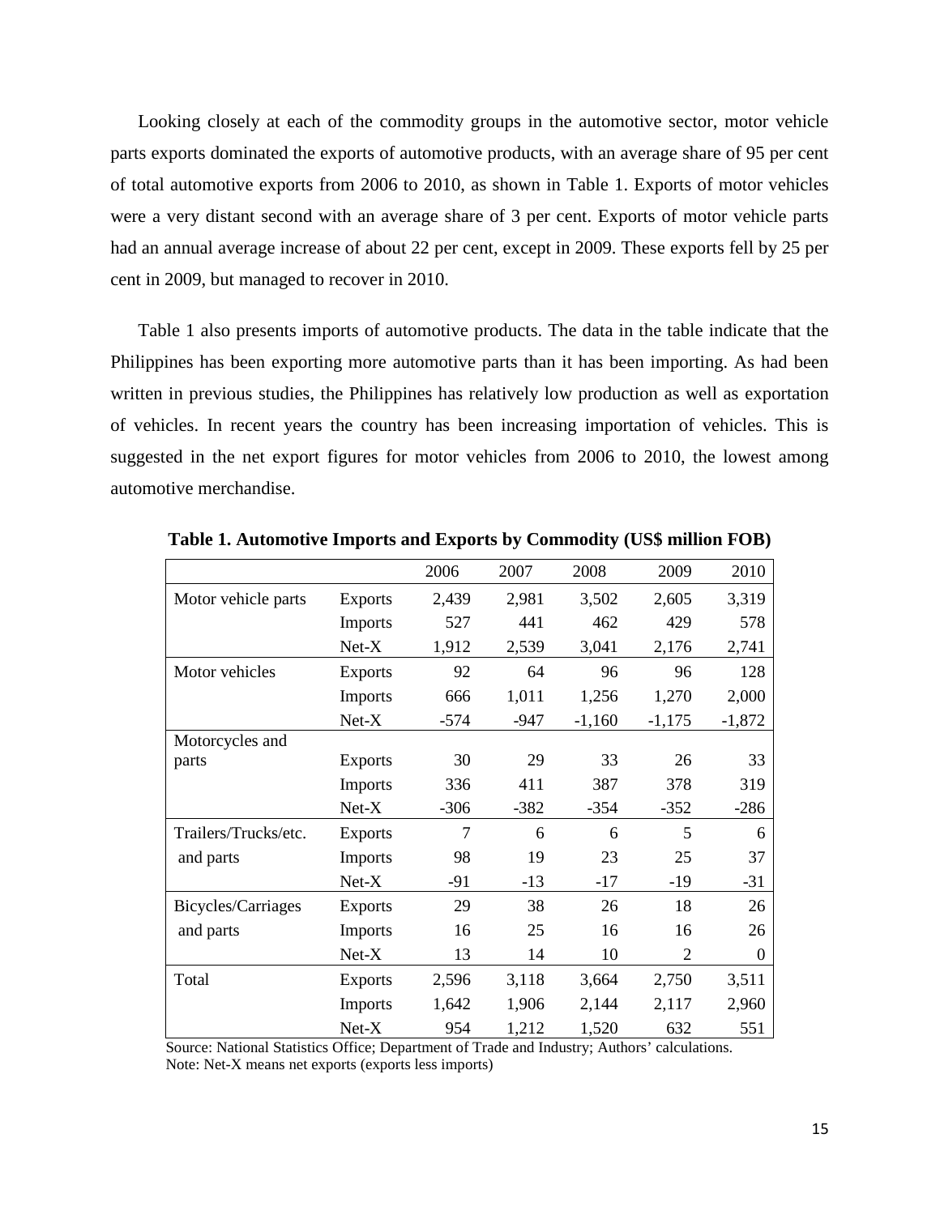Looking closely at each of the commodity groups in the automotive sector, motor vehicle parts exports dominated the exports of automotive products, with an average share of 95 per cent of total automotive exports from 2006 to 2010, as shown in Table 1. Exports of motor vehicles were a very distant second with an average share of 3 per cent. Exports of motor vehicle parts had an annual average increase of about 22 per cent, except in 2009. These exports fell by 25 per cent in 2009, but managed to recover in 2010.

Table 1 also presents imports of automotive products. The data in the table indicate that the Philippines has been exporting more automotive parts than it has been importing. As had been written in previous studies, the Philippines has relatively low production as well as exportation of vehicles. In recent years the country has been increasing importation of vehicles. This is suggested in the net export figures for motor vehicles from 2006 to 2010, the lowest among automotive merchandise.

**Table 1. Automotive Imports and Exports by Commodity (US$ million FOB)**

| | | 2006 | 2007 | 2008 | 2009 | 2010 |
|---|---|---|---|---|---|---|
| Motor vehicle parts | Exports | 2,439 | 2,981 | 3,502 | 2,605 | 3,319 |
| | Imports | 527 | 441 | 462 | 429 | 578 |
| | Net-X | 1,912 | 2,539 | 3,041 | 2,176 | 2,741 |
| Motor vehicles | Exports | 92 | 64 | 96 | 96 | 128 |
| | Imports | 666 | 1,011 | 1,256 | 1,270 | 2,000 |
| | Net-X | -574 | -947 | -1,160 | -1,175 | -1,872 |
| Motorcycles and parts | Exports | 30 | 29 | 33 | 26 | 33 |
| | Imports | 336 | 411 | 387 | 378 | 319 |
| | Net-X | -306 | -382 | -354 | -352 | -286 |
| Trailers/Trucks/etc. and parts | Exports | 7 | 6 | 6 | 5 | 6 |
| | Imports | 98 | 19 | 23 | 25 | 37 |
| | Net-X | -91 | -13 | -17 | -19 | -31 |
| Bicycles/Carriages and parts | Exports | 29 | 38 | 26 | 18 | 26 |
| | Imports | 16 | 25 | 16 | 16 | 26 |
| | Net-X | 13 | 14 | 10 | 2 | 0 |
| Total | Exports | 2,596 | 3,118 | 3,664 | 2,750 | 3,511 |
| | Imports | 1,642 | 1,906 | 2,144 | 2,117 | 2,960 |
| | Net-X | 954 | 1,212 | 1,520 | 632 | 551 |

Source: National Statistics Office; Department of Trade and Industry; Authors' calculations.
Note: Net-X means net exports (exports less imports)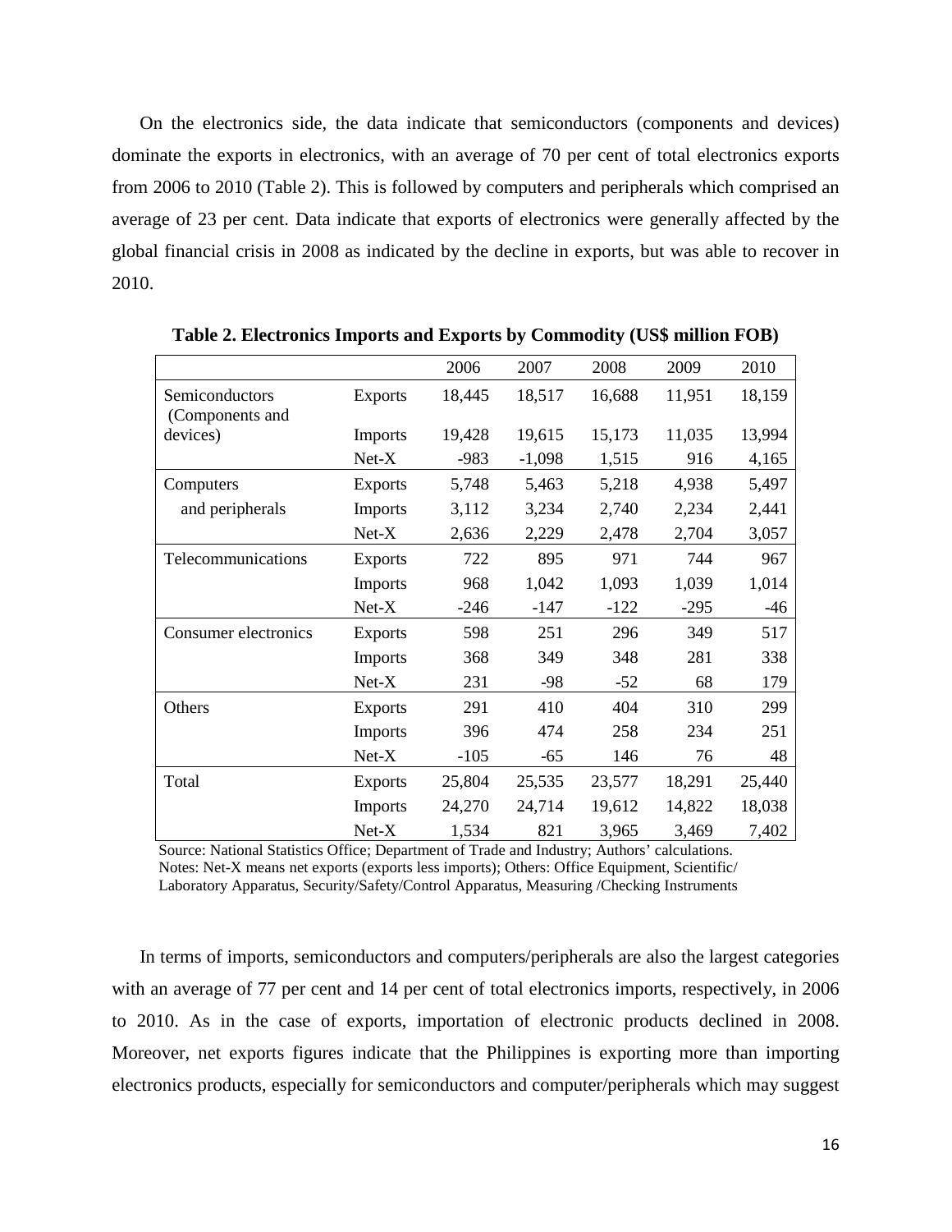On the electronics side, the data indicate that semiconductors (components and devices) dominate the exports in electronics, with an average of 70 per cent of total electronics exports from 2006 to 2010 (Table 2). This is followed by computers and peripherals which comprised an average of 23 per cent. Data indicate that exports of electronics were generally affected by the global financial crisis in 2008 as indicated by the decline in exports, but was able to recover in 2010.

**Table 2. Electronics Imports and Exports by Commodity (US$ million FOB)**

| | | 2006 | 2007 | 2008 | 2009 | 2010 |
|---|---|---|---|---|---|---|
| Semiconductors (Components and | Exports | 18,445 | 18,517 | 16,688 | 11,951 | 18,159 |
| devices) | Imports | 19,428 | 19,615 | 15,173 | 11,035 | 13,994 |
| | Net-X | -983 | -1,098 | 1,515 | 916 | 4,165 |
| Computers | Exports | 5,748 | 5,463 | 5,218 | 4,938 | 5,497 |
| and peripherals | Imports | 3,112 | 3,234 | 2,740 | 2,234 | 2,441 |
| | Net-X | 2,636 | 2,229 | 2,478 | 2,704 | 3,057 |
| Telecommunications | Exports | 722 | 895 | 971 | 744 | 967 |
| | Imports | 968 | 1,042 | 1,093 | 1,039 | 1,014 |
| | Net-X | -246 | -147 | -122 | -295 | -46 |
| Consumer electronics | Exports | 598 | 251 | 296 | 349 | 517 |
| | Imports | 368 | 349 | 348 | 281 | 338 |
| | Net-X | 231 | -98 | -52 | 68 | 179 |
| Others | Exports | 291 | 410 | 404 | 310 | 299 |
| | Imports | 396 | 474 | 258 | 234 | 251 |
| | Net-X | -105 | -65 | 146 | 76 | 48 |
| Total | Exports | 25,804 | 25,535 | 23,577 | 18,291 | 25,440 |
| | Imports | 24,270 | 24,714 | 19,612 | 14,822 | 18,038 |
| | Net-X | 1,534 | 821 | 3,965 | 3,469 | 7,402 |

Source: National Statistics Office; Department of Trade and Industry; Authors' calculations.
Notes: Net-X means net exports (exports less imports); Others: Office Equipment, Scientific/ Laboratory Apparatus, Security/Safety/Control Apparatus, Measuring /Checking Instruments

In terms of imports, semiconductors and computers/peripherals are also the largest categories with an average of 77 per cent and 14 per cent of total electronics imports, respectively, in 2006 to 2010. As in the case of exports, importation of electronic products declined in 2008. Moreover, net exports figures indicate that the Philippines is exporting more than importing electronics products, especially for semiconductors and computer/peripherals which may suggest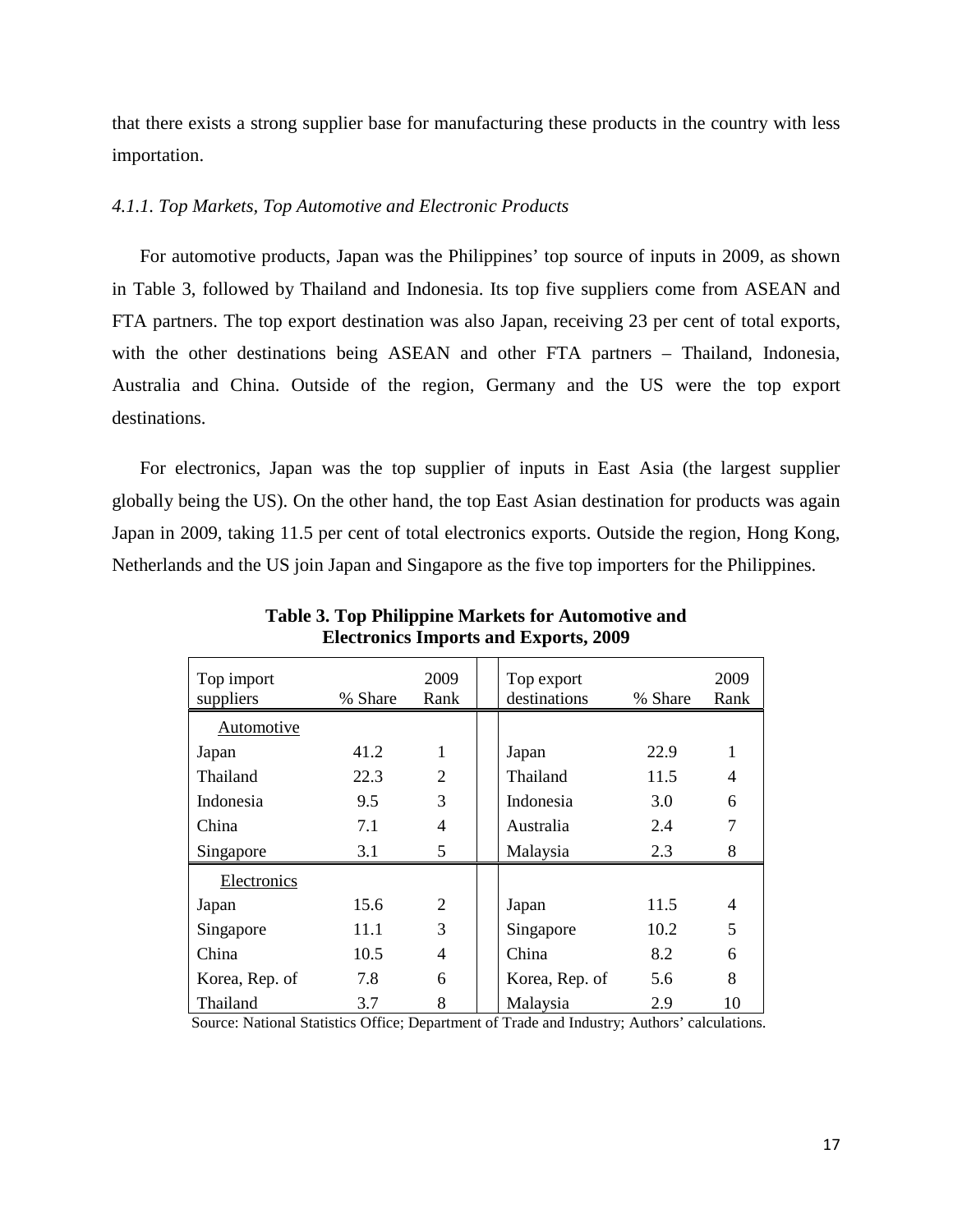that there exists a strong supplier base for manufacturing these products in the country with less importation.

### *4.1.1. Top Markets, Top Automotive and Electronic Products*

For automotive products, Japan was the Philippines' top source of inputs in 2009, as shown in Table 3, followed by Thailand and Indonesia. Its top five suppliers come from ASEAN and FTA partners. The top export destination was also Japan, receiving 23 per cent of total exports, with the other destinations being ASEAN and other FTA partners – Thailand, Indonesia, Australia and China. Outside of the region, Germany and the US were the top export destinations.

For electronics, Japan was the top supplier of inputs in East Asia (the largest supplier globally being the US). On the other hand, the top East Asian destination for products was again Japan in 2009, taking 11.5 per cent of total electronics exports. Outside the region, Hong Kong, Netherlands and the US join Japan and Singapore as the five top importers for the Philippines.

**Table 3. Top Philippine Markets for Automotive and Electronics Imports and Exports, 2009**

| Top import suppliers | % Share | 2009 Rank | Top export destinations | % Share | 2009 Rank |
|---|---|---|---|---|---|
| Automotive | | | | | |
| Japan | 41.2 | 1 | Japan | 22.9 | 1 |
| Thailand | 22.3 | 2 | Thailand | 11.5 | 4 |
| Indonesia | 9.5 | 3 | Indonesia | 3.0 | 6 |
| China | 7.1 | 4 | Australia | 2.4 | 7 |
| Singapore | 3.1 | 5 | Malaysia | 2.3 | 8 |
| Electronics | | | | | |
| Japan | 15.6 | 2 | Japan | 11.5 | 4 |
| Singapore | 11.1 | 3 | Singapore | 10.2 | 5 |
| China | 10.5 | 4 | China | 8.2 | 6 |
| Korea, Rep. of | 7.8 | 6 | Korea, Rep. of | 5.6 | 8 |
| Thailand | 3.7 | 8 | Malaysia | 2.9 | 10 |

Source: National Statistics Office; Department of Trade and Industry; Authors' calculations.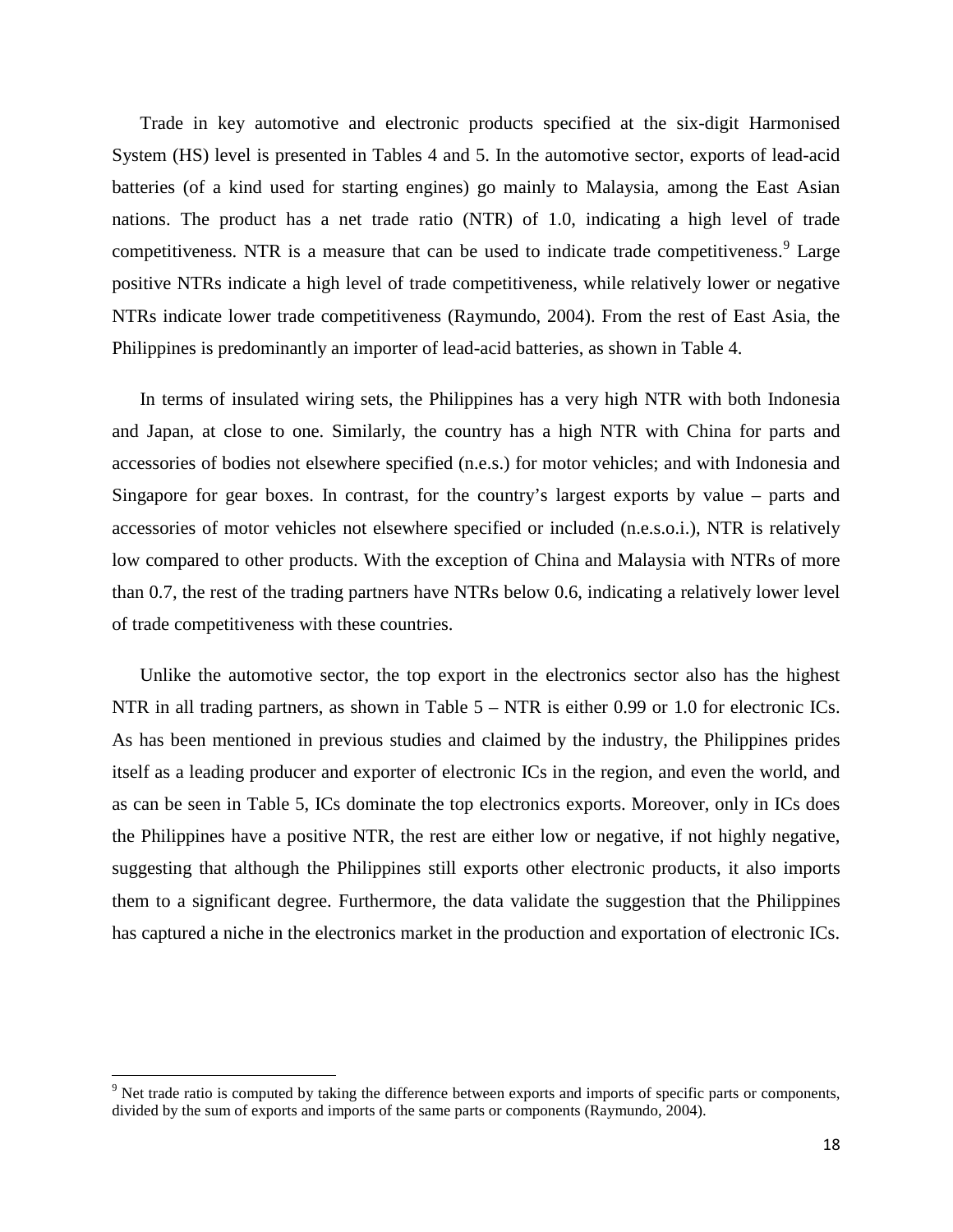Trade in key automotive and electronic products specified at the six-digit Harmonised System (HS) level is presented in Tables 4 and 5. In the automotive sector, exports of lead-acid batteries (of a kind used for starting engines) go mainly to Malaysia, among the East Asian nations. The product has a net trade ratio (NTR) of 1.0, indicating a high level of trade competitiveness. NTR is a measure that can be used to indicate trade competitiveness.[9] Large positive NTRs indicate a high level of trade competitiveness, while relatively lower or negative NTRs indicate lower trade competitiveness (Raymundo, 2004). From the rest of East Asia, the Philippines is predominantly an importer of lead-acid batteries, as shown in Table 4.

In terms of insulated wiring sets, the Philippines has a very high NTR with both Indonesia and Japan, at close to one. Similarly, the country has a high NTR with China for parts and accessories of bodies not elsewhere specified (n.e.s.) for motor vehicles; and with Indonesia and Singapore for gear boxes. In contrast, for the country's largest exports by value – parts and accessories of motor vehicles not elsewhere specified or included (n.e.s.o.i.), NTR is relatively low compared to other products. With the exception of China and Malaysia with NTRs of more than 0.7, the rest of the trading partners have NTRs below 0.6, indicating a relatively lower level of trade competitiveness with these countries.

Unlike the automotive sector, the top export in the electronics sector also has the highest NTR in all trading partners, as shown in Table 5 – NTR is either 0.99 or 1.0 for electronic ICs. As has been mentioned in previous studies and claimed by the industry, the Philippines prides itself as a leading producer and exporter of electronic ICs in the region, and even the world, and as can be seen in Table 5, ICs dominate the top electronics exports. Moreover, only in ICs does the Philippines have a positive NTR, the rest are either low or negative, if not highly negative, suggesting that although the Philippines still exports other electronic products, it also imports them to a significant degree. Furthermore, the data validate the suggestion that the Philippines has captured a niche in the electronics market in the production and exportation of electronic ICs.

[9] Net trade ratio is computed by taking the difference between exports and imports of specific parts or components, divided by the sum of exports and imports of the same parts or components (Raymundo, 2004).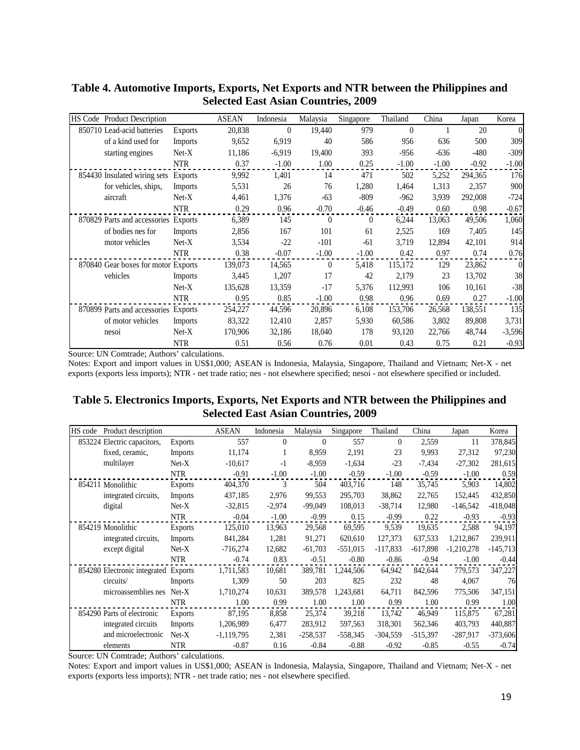**Table 4. Automotive Imports, Exports, Net Exports and NTR between the Philippines and Selected East Asian Countries, 2009**

| HS Code | Product Description | | ASEAN | Indonesia | Malaysia | Singapore | Thailand | China | Japan | Korea |
|---|---|---|---|---|---|---|---|---|---|---|
| 850710 | Lead-acid batteries | Exports | 20,838 | 0 | 19,440 | 979 | 0 | 1 | 20 | 0 |
| | of a kind used for | Imports | 9,652 | 6,919 | 40 | 586 | 956 | 636 | 500 | 309 |
| | starting engines | Net-X | 11,186 | -6,919 | 19,400 | 393 | -956 | -636 | -480 | -309 |
| | | NTR | 0.37 | -1.00 | 1.00 | 0.25 | -1.00 | -1.00 | -0.92 | -1.00 |
| 854430 | Insulated wiring sets | Exports | 9,992 | 1,401 | 14 | 471 | 502 | 5,252 | 294,365 | 176 |
| | for vehicles, ships, | Imports | 5,531 | 26 | 76 | 1,280 | 1,464 | 1,313 | 2,357 | 900 |
| | aircraft | Net-X | 4,461 | 1,376 | -63 | -809 | -962 | 3,939 | 292,008 | -724 |
| | | NTR | 0.29 | 0.96 | -0.70 | -0.46 | -0.49 | 0.60 | 0.98 | -0.67 |
| 870829 | Parts and accessories | Exports | 6,389 | 145 | 0 | 0 | 6,244 | 13,063 | 49,506 | 1,060 |
| | of bodies nes for | Imports | 2,856 | 167 | 101 | 61 | 2,525 | 169 | 7,405 | 145 |
| | motor vehicles | Net-X | 3,534 | -22 | -101 | -61 | 3,719 | 12,894 | 42,101 | 914 |
| | | NTR | 0.38 | -0.07 | -1.00 | -1.00 | 0.42 | 0.97 | 0.74 | 0.76 |
| 870840 | Gear boxes for motor | Exports | 139,073 | 14,565 | 0 | 5,418 | 115,172 | 129 | 23,862 | 0 |
| | vehicles | Imports | 3,445 | 1,207 | 17 | 42 | 2,179 | 23 | 13,702 | 38 |
| | | Net-X | 135,628 | 13,359 | -17 | 5,376 | 112,993 | 106 | 10,161 | -38 |
| | | NTR | 0.95 | 0.85 | -1.00 | 0.98 | 0.96 | 0.69 | 0.27 | -1.00 |
| 870899 | Parts and accessories | Exports | 254,227 | 44,596 | 20,896 | 6,108 | 153,706 | 26,568 | 138,551 | 135 |
| | of motor vehicles | Imports | 83,322 | 12,410 | 2,857 | 5,930 | 60,586 | 3,802 | 89,808 | 3,731 |
| | nesoi | Net-X | 170,906 | 32,186 | 18,040 | 178 | 93,120 | 22,766 | 48,744 | -3,596 |
| | | NTR | 0.51 | 0.56 | 0.76 | 0.01 | 0.43 | 0.75 | 0.21 | -0.93 |

Source: UN Comtrade; Authors' calculations.

Notes: Export and import values in US$1,000; ASEAN is Indonesia, Malaysia, Singapore, Thailand and Vietnam; Net-X - net exports (exports less imports); NTR - net trade ratio; nes - not elsewhere specified; nesoi - not elsewhere specified or included.

**Table 5. Electronics Imports, Exports, Net Exports and NTR between the Philippines and Selected East Asian Countries, 2009**

| HS code | Product description | | ASEAN | Indonesia | Malaysia | Singapore | Thailand | China | Japan | Korea |
|---|---|---|---|---|---|---|---|---|---|---|
| 853224 | Electric capacitors, | Exports | 557 | 0 | 0 | 557 | 0 | 2,559 | 11 | 378,845 |
| | fixed, ceramic, | Imports | 11,174 | 1 | 8,959 | 2,191 | 23 | 9,993 | 27,312 | 97,230 |
| | multilayer | Net-X | -10,617 | -1 | -8,959 | -1,634 | -23 | -7,434 | -27,302 | 281,615 |
| | | NTR | -0.91 | -1.00 | -1.00 | -0.59 | -1.00 | -0.59 | -1.00 | 0.59 |
| 854211 | Monolithic | Exports | 404,370 | 3 | 504 | 403,716 | 148 | 35,745 | 5,903 | 14,802 |
| | integrated circuits, | Imports | 437,185 | 2,976 | 99,553 | 295,703 | 38,862 | 22,765 | 152,445 | 432,850 |
| | digital | Net-X | -32,815 | -2,974 | -99,049 | 108,013 | -38,714 | 12,980 | -146,542 | -418,048 |
| | | NTR | -0.04 | -1.00 | -0.99 | 0.15 | -0.99 | 0.22 | -0.93 | -0.93 |
| 854219 | Monolithic | Exports | 125,010 | 13,963 | 29,568 | 69,595 | 9,539 | 19,635 | 2,588 | 94,197 |
| | integrated circuits, | Imports | 841,284 | 1,281 | 91,271 | 620,610 | 127,373 | 637,533 | 1,212,867 | 239,911 |
| | except digital | Net-X | -716,274 | 12,682 | -61,703 | -551,015 | -117,833 | -617,898 | -1,210,278 | -145,713 |
| | | NTR | -0.74 | 0.83 | -0.51 | -0.80 | -0.86 | -0.94 | -1.00 | -0.44 |
| 854280 | Electronic integrated | Exports | 1,711,583 | 10,681 | 389,781 | 1,244,506 | 64,942 | 842,644 | 779,573 | 347,227 |
| | circuits/ | Imports | 1,309 | 50 | 203 | 825 | 232 | 48 | 4,067 | 76 |
| | microassemblies nes | Net-X | 1,710,274 | 10,631 | 389,578 | 1,243,681 | 64,711 | 842,596 | 775,506 | 347,151 |
| | | NTR | 1.00 | 0.99 | 1.00 | 1.00 | 0.99 | 1.00 | 0.99 | 1.00 |
| 854290 | Parts of electronic | Exports | 87,195 | 8,858 | 25,374 | 39,218 | 13,742 | 46,949 | 115,875 | 67,281 |
| | integrated circuits | Imports | 1,206,989 | 6,477 | 283,912 | 597,563 | 318,301 | 562,346 | 403,793 | 440,887 |
| | and microelectronic | Net-X | -1,119,795 | 2,381 | -258,537 | -558,345 | -304,559 | -515,397 | -287,917 | -373,606 |
| | elements | NTR | -0.87 | 0.16 | -0.84 | -0.88 | -0.92 | -0.85 | -0.55 | -0.74 |

Source: UN Comtrade; Authors' calculations.

Notes: Export and import values in US$1,000; ASEAN is Indonesia, Malaysia, Singapore, Thailand and Vietnam; Net-X - net exports (exports less imports); NTR - net trade ratio; nes - not elsewhere specified.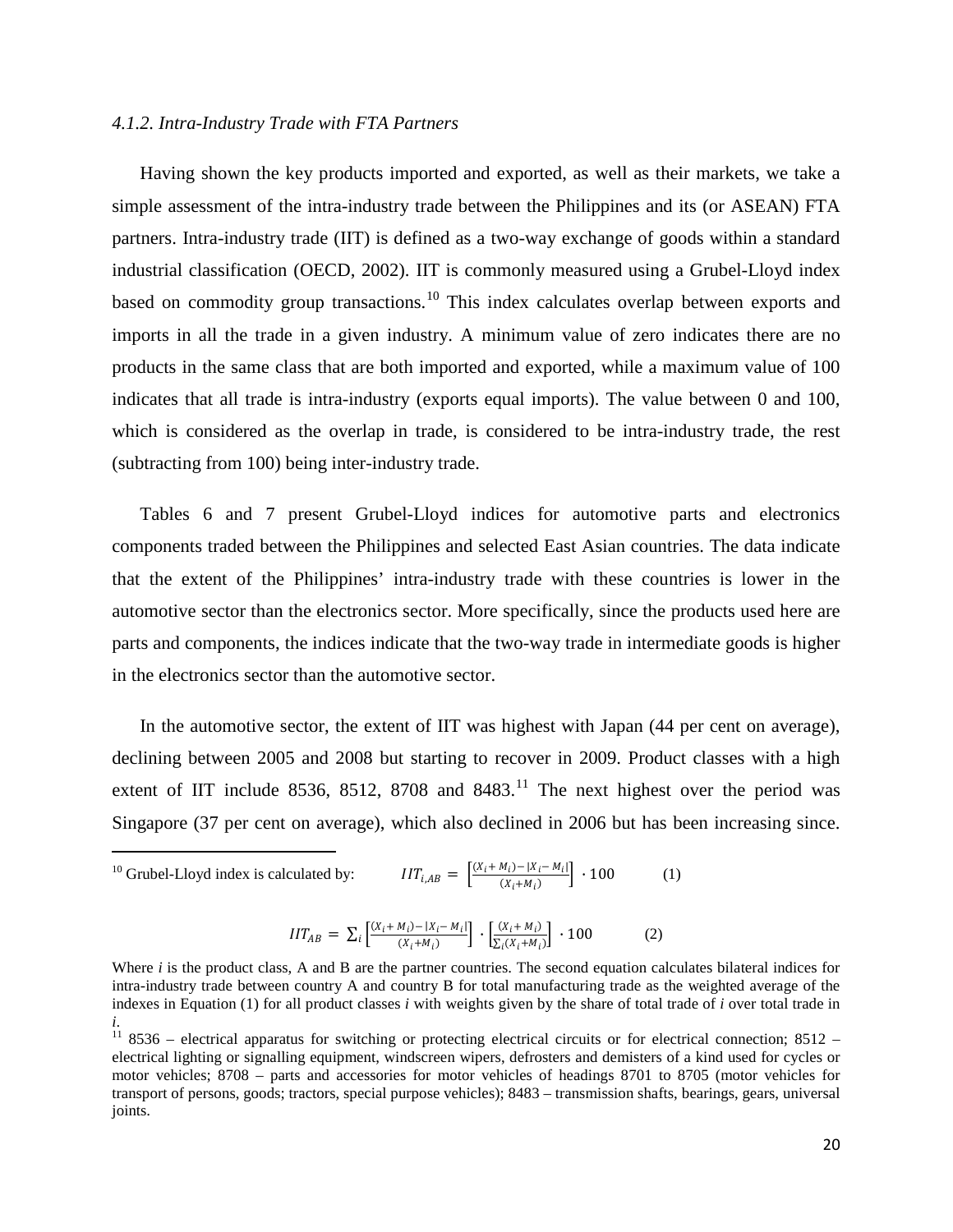### *4.1.2. Intra-Industry Trade with FTA Partners*

Having shown the key products imported and exported, as well as their markets, we take a simple assessment of the intra-industry trade between the Philippines and its (or ASEAN) FTA partners. Intra-industry trade (IIT) is defined as a two-way exchange of goods within a standard industrial classification (OECD, 2002). IIT is commonly measured using a Grubel-Lloyd index based on commodity group transactions.[10] This index calculates overlap between exports and imports in all the trade in a given industry. A minimum value of zero indicates there are no products in the same class that are both imported and exported, while a maximum value of 100 indicates that all trade is intra-industry (exports equal imports). The value between 0 and 100, which is considered as the overlap in trade, is considered to be intra-industry trade, the rest (subtracting from 100) being inter-industry trade.

Tables 6 and 7 present Grubel-Lloyd indices for automotive parts and electronics components traded between the Philippines and selected East Asian countries. The data indicate that the extent of the Philippines' intra-industry trade with these countries is lower in the automotive sector than the electronics sector. More specifically, since the products used here are parts and components, the indices indicate that the two-way trade in intermediate goods is higher in the electronics sector than the automotive sector.

In the automotive sector, the extent of IIT was highest with Japan (44 per cent on average), declining between 2005 and 2008 but starting to recover in 2009. Product classes with a high extent of IIT include 8536, 8512, 8708 and 8483.[11] The next highest over the period was Singapore (37 per cent on average), which also declined in 2006 but has been increasing since.

---

[10] Grubel-Lloyd index is calculated by:

$$IIT_{i,AB} = \left[\frac{(X_i + M_i) - |X_i - M_i|}{(X_i + M_i)}\right] \cdot 100 \qquad (1)$$

$$IIT_{AB} = \sum_i \left[\frac{(X_i + M_i) - |X_i - M_i|}{(X_i + M_i)}\right] \cdot \left[\frac{(X_i + M_i)}{\sum_i (X_i + M_i)}\right] \cdot 100 \qquad (2)$$

Where *i* is the product class, A and B are the partner countries. The second equation calculates bilateral indices for intra-industry trade between country A and country B for total manufacturing trade as the weighted average of the indexes in Equation (1) for all product classes *i* with weights given by the share of total trade of *i* over total trade in *i*.

[11] 8536 – electrical apparatus for switching or protecting electrical circuits or for electrical connection; 8512 – electrical lighting or signalling equipment, windscreen wipers, defrosters and demisters of a kind used for cycles or motor vehicles; 8708 – parts and accessories for motor vehicles of headings 8701 to 8705 (motor vehicles for transport of persons, goods; tractors, special purpose vehicles); 8483 – transmission shafts, bearings, gears, universal joints.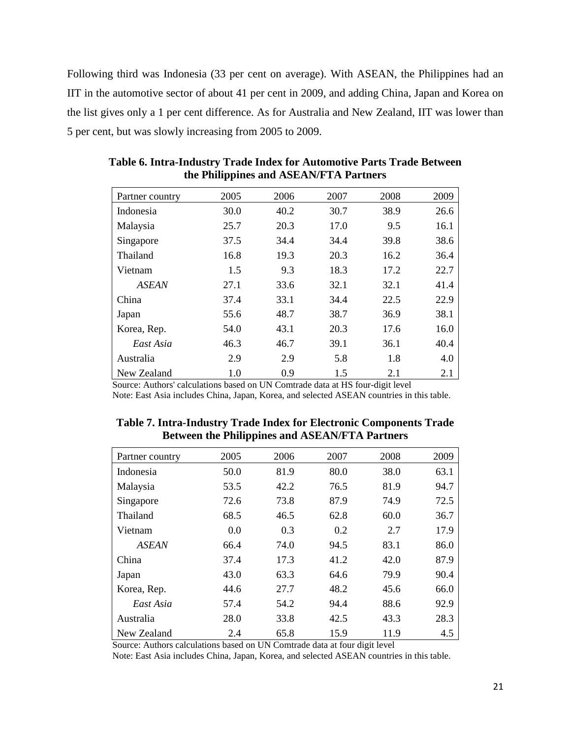Following third was Indonesia (33 per cent on average). With ASEAN, the Philippines had an IIT in the automotive sector of about 41 per cent in 2009, and adding China, Japan and Korea on the list gives only a 1 per cent difference. As for Australia and New Zealand, IIT was lower than 5 per cent, but was slowly increasing from 2005 to 2009.

**Table 6. Intra-Industry Trade Index for Automotive Parts Trade Between the Philippines and ASEAN/FTA Partners**

| Partner country | 2005 | 2006 | 2007 | 2008 | 2009 |
|---|---|---|---|---|---|
| Indonesia | 30.0 | 40.2 | 30.7 | 38.9 | 26.6 |
| Malaysia | 25.7 | 20.3 | 17.0 | 9.5 | 16.1 |
| Singapore | 37.5 | 34.4 | 34.4 | 39.8 | 38.6 |
| Thailand | 16.8 | 19.3 | 20.3 | 16.2 | 36.4 |
| Vietnam | 1.5 | 9.3 | 18.3 | 17.2 | 22.7 |
| *ASEAN* | 27.1 | 33.6 | 32.1 | 32.1 | 41.4 |
| China | 37.4 | 33.1 | 34.4 | 22.5 | 22.9 |
| Japan | 55.6 | 48.7 | 38.7 | 36.9 | 38.1 |
| Korea, Rep. | 54.0 | 43.1 | 20.3 | 17.6 | 16.0 |
| *East Asia* | 46.3 | 46.7 | 39.1 | 36.1 | 40.4 |
| Australia | 2.9 | 2.9 | 5.8 | 1.8 | 4.0 |
| New Zealand | 1.0 | 0.9 | 1.5 | 2.1 | 2.1 |

Source: Authors' calculations based on UN Comtrade data at HS four-digit level
Note: East Asia includes China, Japan, Korea, and selected ASEAN countries in this table.

**Table 7. Intra-Industry Trade Index for Electronic Components Trade Between the Philippines and ASEAN/FTA Partners**

| Partner country | 2005 | 2006 | 2007 | 2008 | 2009 |
|---|---|---|---|---|---|
| Indonesia | 50.0 | 81.9 | 80.0 | 38.0 | 63.1 |
| Malaysia | 53.5 | 42.2 | 76.5 | 81.9 | 94.7 |
| Singapore | 72.6 | 73.8 | 87.9 | 74.9 | 72.5 |
| Thailand | 68.5 | 46.5 | 62.8 | 60.0 | 36.7 |
| Vietnam | 0.0 | 0.3 | 0.2 | 2.7 | 17.9 |
| *ASEAN* | 66.4 | 74.0 | 94.5 | 83.1 | 86.0 |
| China | 37.4 | 17.3 | 41.2 | 42.0 | 87.9 |
| Japan | 43.0 | 63.3 | 64.6 | 79.9 | 90.4 |
| Korea, Rep. | 44.6 | 27.7 | 48.2 | 45.6 | 66.0 |
| *East Asia* | 57.4 | 54.2 | 94.4 | 88.6 | 92.9 |
| Australia | 28.0 | 33.8 | 42.5 | 43.3 | 28.3 |
| New Zealand | 2.4 | 65.8 | 15.9 | 11.9 | 4.5 |

Source: Authors calculations based on UN Comtrade data at four digit level
Note: East Asia includes China, Japan, Korea, and selected ASEAN countries in this table.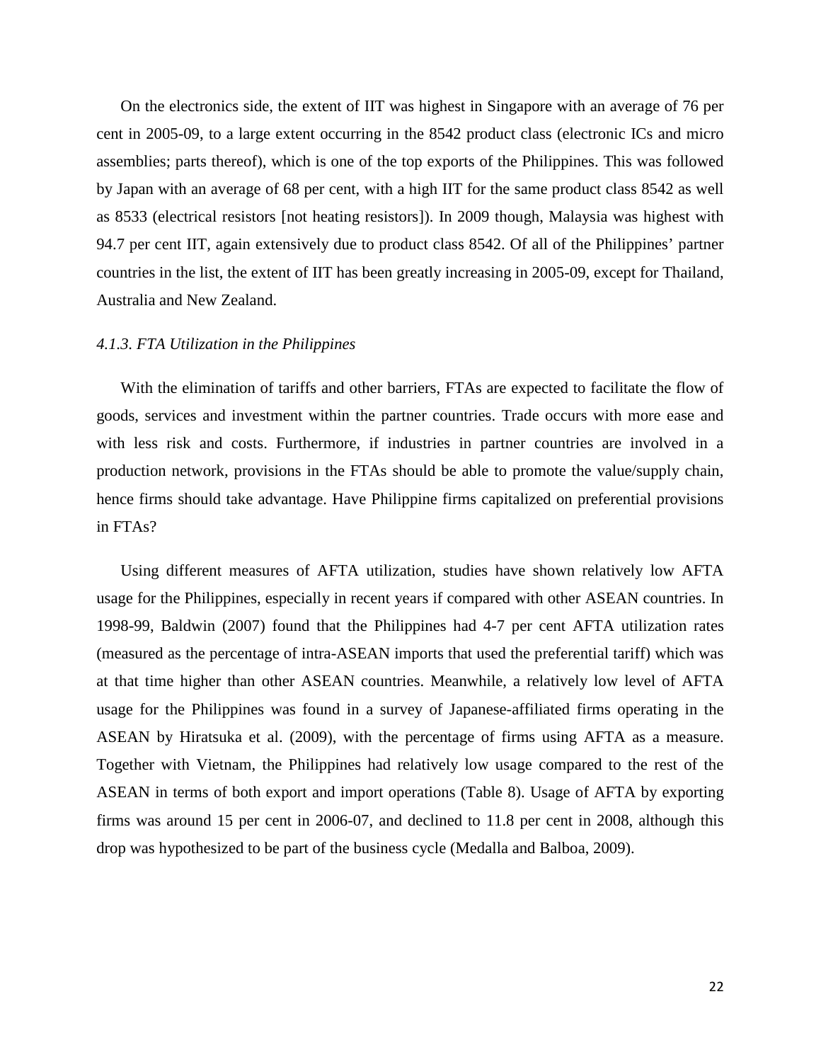On the electronics side, the extent of IIT was highest in Singapore with an average of 76 per cent in 2005-09, to a large extent occurring in the 8542 product class (electronic ICs and micro assemblies; parts thereof), which is one of the top exports of the Philippines. This was followed by Japan with an average of 68 per cent, with a high IIT for the same product class 8542 as well as 8533 (electrical resistors [not heating resistors]). In 2009 though, Malaysia was highest with 94.7 per cent IIT, again extensively due to product class 8542. Of all of the Philippines' partner countries in the list, the extent of IIT has been greatly increasing in 2005-09, except for Thailand, Australia and New Zealand.

#### *4.1.3. FTA Utilization in the Philippines*

With the elimination of tariffs and other barriers, FTAs are expected to facilitate the flow of goods, services and investment within the partner countries. Trade occurs with more ease and with less risk and costs. Furthermore, if industries in partner countries are involved in a production network, provisions in the FTAs should be able to promote the value/supply chain, hence firms should take advantage. Have Philippine firms capitalized on preferential provisions in FTAs?

Using different measures of AFTA utilization, studies have shown relatively low AFTA usage for the Philippines, especially in recent years if compared with other ASEAN countries. In 1998-99, Baldwin (2007) found that the Philippines had 4-7 per cent AFTA utilization rates (measured as the percentage of intra-ASEAN imports that used the preferential tariff) which was at that time higher than other ASEAN countries. Meanwhile, a relatively low level of AFTA usage for the Philippines was found in a survey of Japanese-affiliated firms operating in the ASEAN by Hiratsuka et al. (2009), with the percentage of firms using AFTA as a measure. Together with Vietnam, the Philippines had relatively low usage compared to the rest of the ASEAN in terms of both export and import operations (Table 8). Usage of AFTA by exporting firms was around 15 per cent in 2006-07, and declined to 11.8 per cent in 2008, although this drop was hypothesized to be part of the business cycle (Medalla and Balboa, 2009).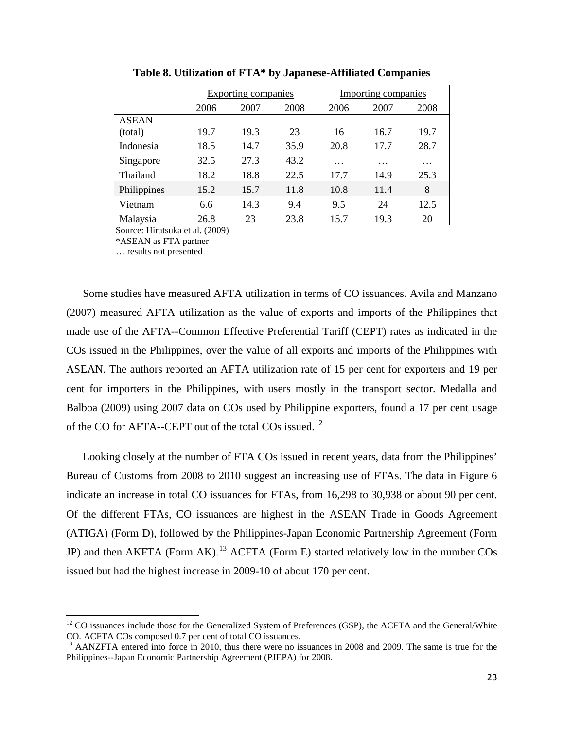**Table 8. Utilization of FTA* by Japanese-Affiliated Companies**

| | Exporting companies | | | Importing companies | | |
|---|---|---|---|---|---|---|
| | 2006 | 2007 | 2008 | 2006 | 2007 | 2008 |
| ASEAN (total) | 19.7 | 19.3 | 23 | 16 | 16.7 | 19.7 |
| Indonesia | 18.5 | 14.7 | 35.9 | 20.8 | 17.7 | 28.7 |
| Singapore | 32.5 | 27.3 | 43.2 | … | … | … |
| Thailand | 18.2 | 18.8 | 22.5 | 17.7 | 14.9 | 25.3 |
| Philippines | 15.2 | 15.7 | 11.8 | 10.8 | 11.4 | 8 |
| Vietnam | 6.6 | 14.3 | 9.4 | 9.5 | 24 | 12.5 |
| Malaysia | 26.8 | 23 | 23.8 | 15.7 | 19.3 | 20 |

Source: Hiratsuka et al. (2009)
*ASEAN as FTA partner
… results not presented

Some studies have measured AFTA utilization in terms of CO issuances. Avila and Manzano (2007) measured AFTA utilization as the value of exports and imports of the Philippines that made use of the AFTA--Common Effective Preferential Tariff (CEPT) rates as indicated in the COs issued in the Philippines, over the value of all exports and imports of the Philippines with ASEAN. The authors reported an AFTA utilization rate of 15 per cent for exporters and 19 per cent for importers in the Philippines, with users mostly in the transport sector. Medalla and Balboa (2009) using 2007 data on COs used by Philippine exporters, found a 17 per cent usage of the CO for AFTA--CEPT out of the total COs issued.[12]

Looking closely at the number of FTA COs issued in recent years, data from the Philippines' Bureau of Customs from 2008 to 2010 suggest an increasing use of FTAs. The data in Figure 6 indicate an increase in total CO issuances for FTAs, from 16,298 to 30,938 or about 90 per cent. Of the different FTAs, CO issuances are highest in the ASEAN Trade in Goods Agreement (ATIGA) (Form D), followed by the Philippines-Japan Economic Partnership Agreement (Form JP) and then AKFTA (Form AK).[13] ACFTA (Form E) started relatively low in the number COs issued but had the highest increase in 2009-10 of about 170 per cent.

[12] CO issuances include those for the Generalized System of Preferences (GSP), the ACFTA and the General/White CO. ACFTA COs composed 0.7 per cent of total CO issuances.

[13] AANZFTA entered into force in 2010, thus there were no issuances in 2008 and 2009. The same is true for the Philippines--Japan Economic Partnership Agreement (PJEPA) for 2008.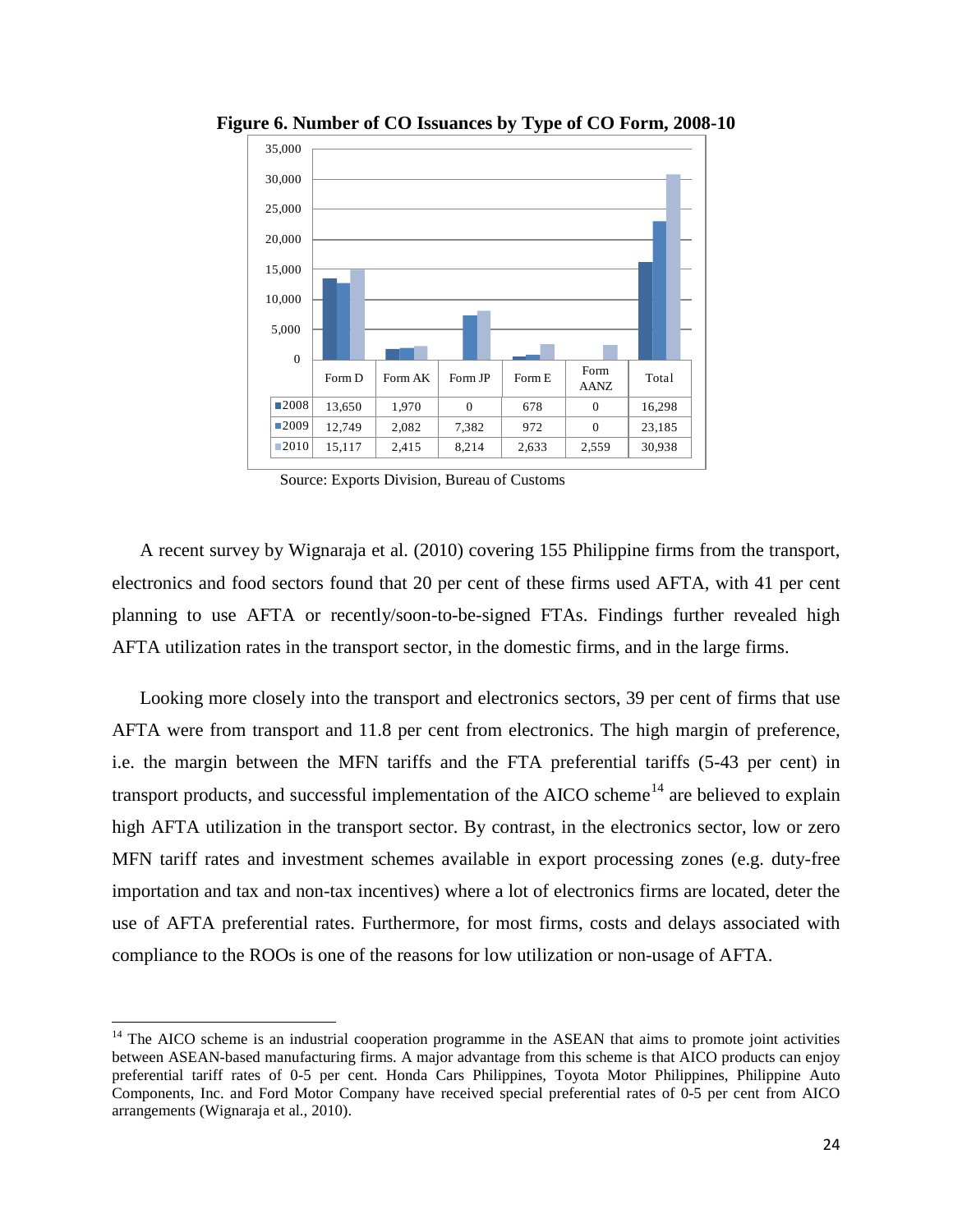**Figure 6. Number of CO Issuances by Type of CO Form, 2008-10**

35,000
30,000
25,000
20,000
15,000
10,000
5,000
0

Form D | Form AK | Form JP | Form E | Form AANZ | Total

2008 | 13,650 | 1,970 | 0 | 678 | 0 | 16,298

2009 | 12,749 | 2,082 | 7,382 | 972 | 0 | 23,185

2010 | 15,117 | 2,415 | 8,214 | 2,633 | 2,559 | 30,938

Source: Exports Division, Bureau of Customs

A recent survey by Wignaraja et al. (2010) covering 155 Philippine firms from the transport, electronics and food sectors found that 20 per cent of these firms used AFTA, with 41 per cent planning to use AFTA or recently/soon-to-be-signed FTAs. Findings further revealed high AFTA utilization rates in the transport sector, in the domestic firms, and in the large firms.

Looking more closely into the transport and electronics sectors, 39 per cent of firms that use AFTA were from transport and 11.8 per cent from electronics. The high margin of preference, i.e. the margin between the MFN tariffs and the FTA preferential tariffs (5-43 per cent) in transport products, and successful implementation of the AICO scheme[14] are believed to explain high AFTA utilization in the transport sector. By contrast, in the electronics sector, low or zero MFN tariff rates and investment schemes available in export processing zones (e.g. duty-free importation and tax and non-tax incentives) where a lot of electronics firms are located, deter the use of AFTA preferential rates. Furthermore, for most firms, costs and delays associated with compliance to the ROOs is one of the reasons for low utilization or non-usage of AFTA.

[14] The AICO scheme is an industrial cooperation programme in the ASEAN that aims to promote joint activities between ASEAN-based manufacturing firms. A major advantage from this scheme is that AICO products can enjoy preferential tariff rates of 0-5 per cent. Honda Cars Philippines, Toyota Motor Philippines, Philippine Auto Components, Inc. and Ford Motor Company have received special preferential rates of 0-5 per cent from AICO arrangements (Wignaraja et al., 2010).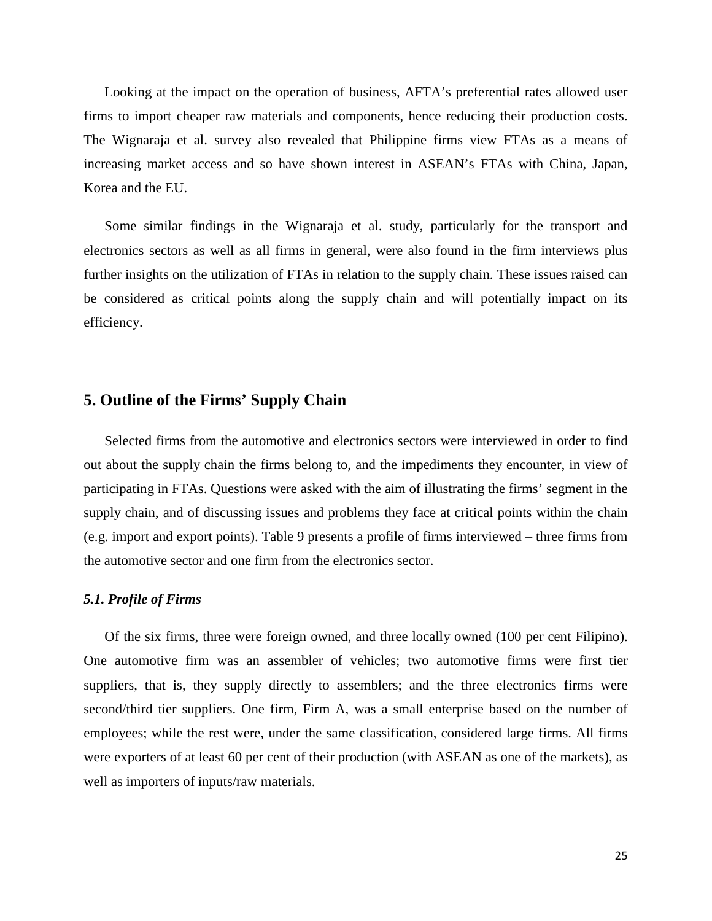Looking at the impact on the operation of business, AFTA's preferential rates allowed user firms to import cheaper raw materials and components, hence reducing their production costs. The Wignaraja et al. survey also revealed that Philippine firms view FTAs as a means of increasing market access and so have shown interest in ASEAN's FTAs with China, Japan, Korea and the EU.

Some similar findings in the Wignaraja et al. study, particularly for the transport and electronics sectors as well as all firms in general, were also found in the firm interviews plus further insights on the utilization of FTAs in relation to the supply chain. These issues raised can be considered as critical points along the supply chain and will potentially impact on its efficiency.

## 5. Outline of the Firms' Supply Chain

Selected firms from the automotive and electronics sectors were interviewed in order to find out about the supply chain the firms belong to, and the impediments they encounter, in view of participating in FTAs. Questions were asked with the aim of illustrating the firms' segment in the supply chain, and of discussing issues and problems they face at critical points within the chain (e.g. import and export points). Table 9 presents a profile of firms interviewed – three firms from the automotive sector and one firm from the electronics sector.

### *5.1. Profile of Firms*

Of the six firms, three were foreign owned, and three locally owned (100 per cent Filipino). One automotive firm was an assembler of vehicles; two automotive firms were first tier suppliers, that is, they supply directly to assemblers; and the three electronics firms were second/third tier suppliers. One firm, Firm A, was a small enterprise based on the number of employees; while the rest were, under the same classification, considered large firms. All firms were exporters of at least 60 per cent of their production (with ASEAN as one of the markets), as well as importers of inputs/raw materials.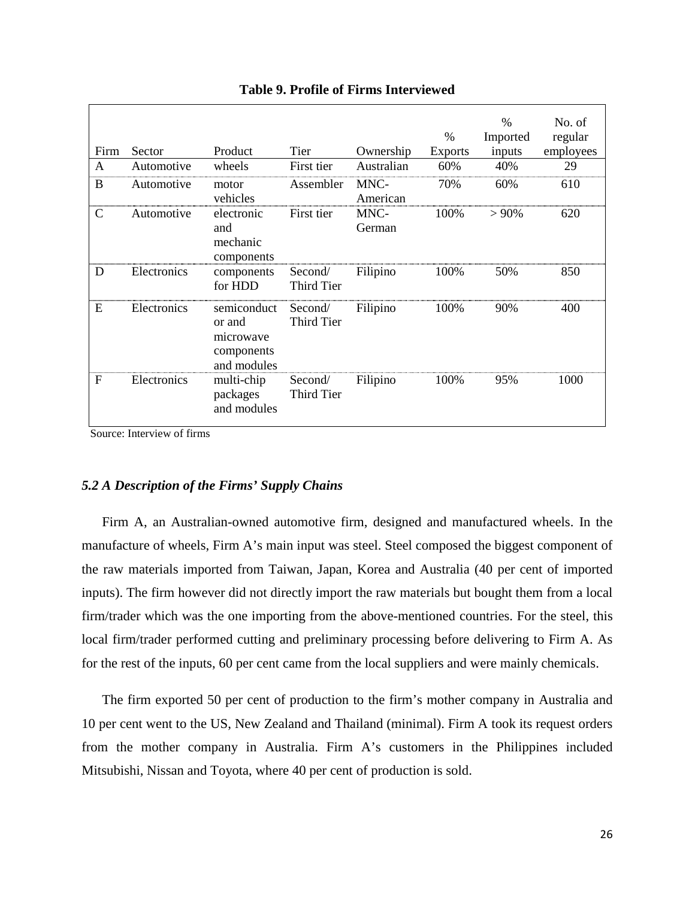**Table 9. Profile of Firms Interviewed**

| Firm | Sector | Product | Tier | Ownership | % Exports | % Imported inputs | No. of regular employees |
|---|---|---|---|---|---|---|---|
| A | Automotive | wheels | First tier | Australian | 60% | 40% | 29 |
| B | Automotive | motor vehicles | Assembler | MNC-American | 70% | 60% | 610 |
| C | Automotive | electronic and mechanic components | First tier | MNC-German | 100% | > 90% | 620 |
| D | Electronics | components for HDD | Second/ Third Tier | Filipino | 100% | 50% | 850 |
| E | Electronics | semiconductor and microwave components and modules | Second/ Third Tier | Filipino | 100% | 90% | 400 |
| F | Electronics | multi-chip packages and modules | Second/ Third Tier | Filipino | 100% | 95% | 1000 |

Source: Interview of firms

### *5.2 A Description of the Firms' Supply Chains*

Firm A, an Australian-owned automotive firm, designed and manufactured wheels. In the manufacture of wheels, Firm A's main input was steel. Steel composed the biggest component of the raw materials imported from Taiwan, Japan, Korea and Australia (40 per cent of imported inputs). The firm however did not directly import the raw materials but bought them from a local firm/trader which was the one importing from the above-mentioned countries. For the steel, this local firm/trader performed cutting and preliminary processing before delivering to Firm A. As for the rest of the inputs, 60 per cent came from the local suppliers and were mainly chemicals.

The firm exported 50 per cent of production to the firm's mother company in Australia and 10 per cent went to the US, New Zealand and Thailand (minimal). Firm A took its request orders from the mother company in Australia. Firm A's customers in the Philippines included Mitsubishi, Nissan and Toyota, where 40 per cent of production is sold.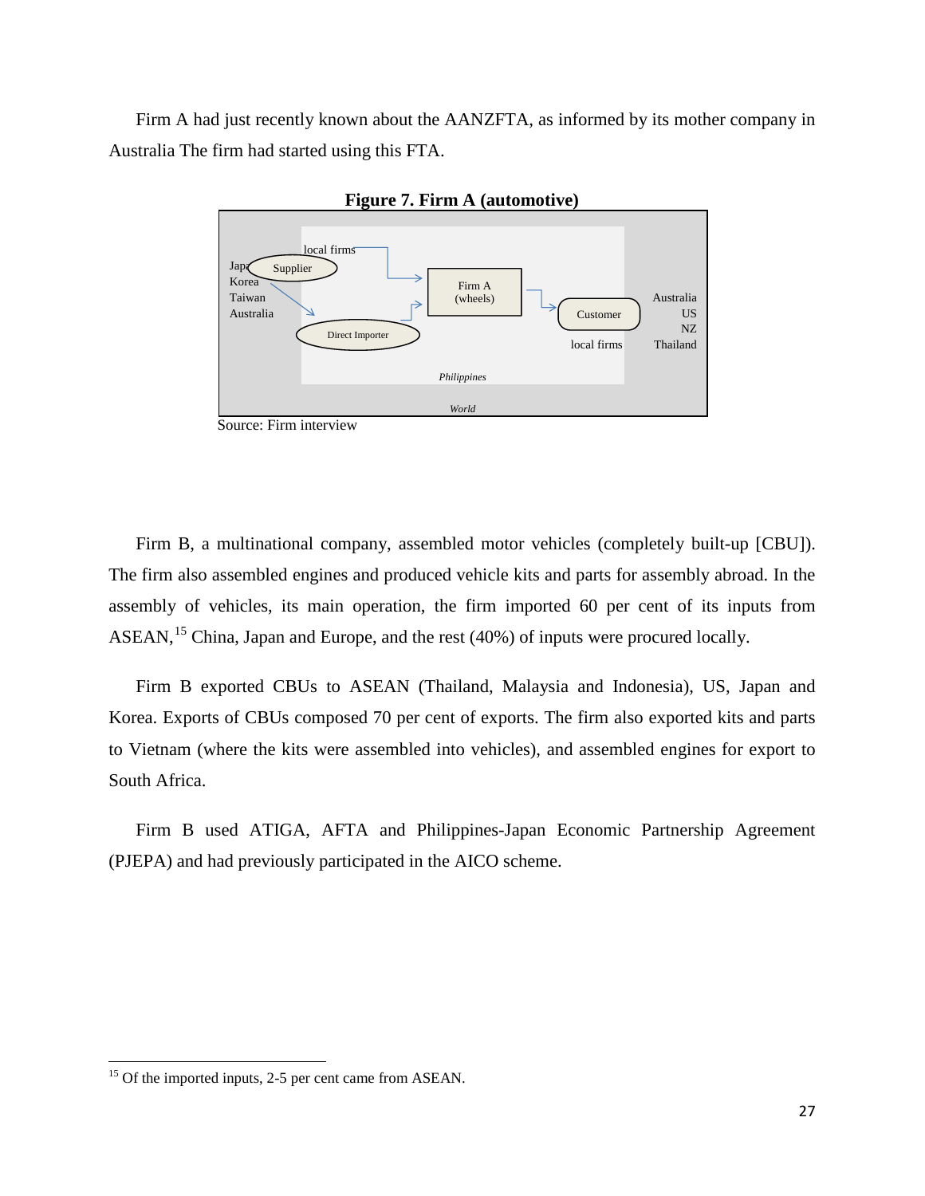Firm A had just recently known about the AANZFTA, as informed by its mother company in Australia The firm had started using this FTA.

**Figure 7. Firm A (automotive)**

Source: Firm interview

Firm B, a multinational company, assembled motor vehicles (completely built-up [CBU]). The firm also assembled engines and produced vehicle kits and parts for assembly abroad. In the assembly of vehicles, its main operation, the firm imported 60 per cent of its inputs from ASEAN,[15] China, Japan and Europe, and the rest (40%) of inputs were procured locally.

Firm B exported CBUs to ASEAN (Thailand, Malaysia and Indonesia), US, Japan and Korea. Exports of CBUs composed 70 per cent of exports. The firm also exported kits and parts to Vietnam (where the kits were assembled into vehicles), and assembled engines for export to South Africa.

Firm B used ATIGA, AFTA and Philippines-Japan Economic Partnership Agreement (PJEPA) and had previously participated in the AICO scheme.

[15] Of the imported inputs, 2-5 per cent came from ASEAN.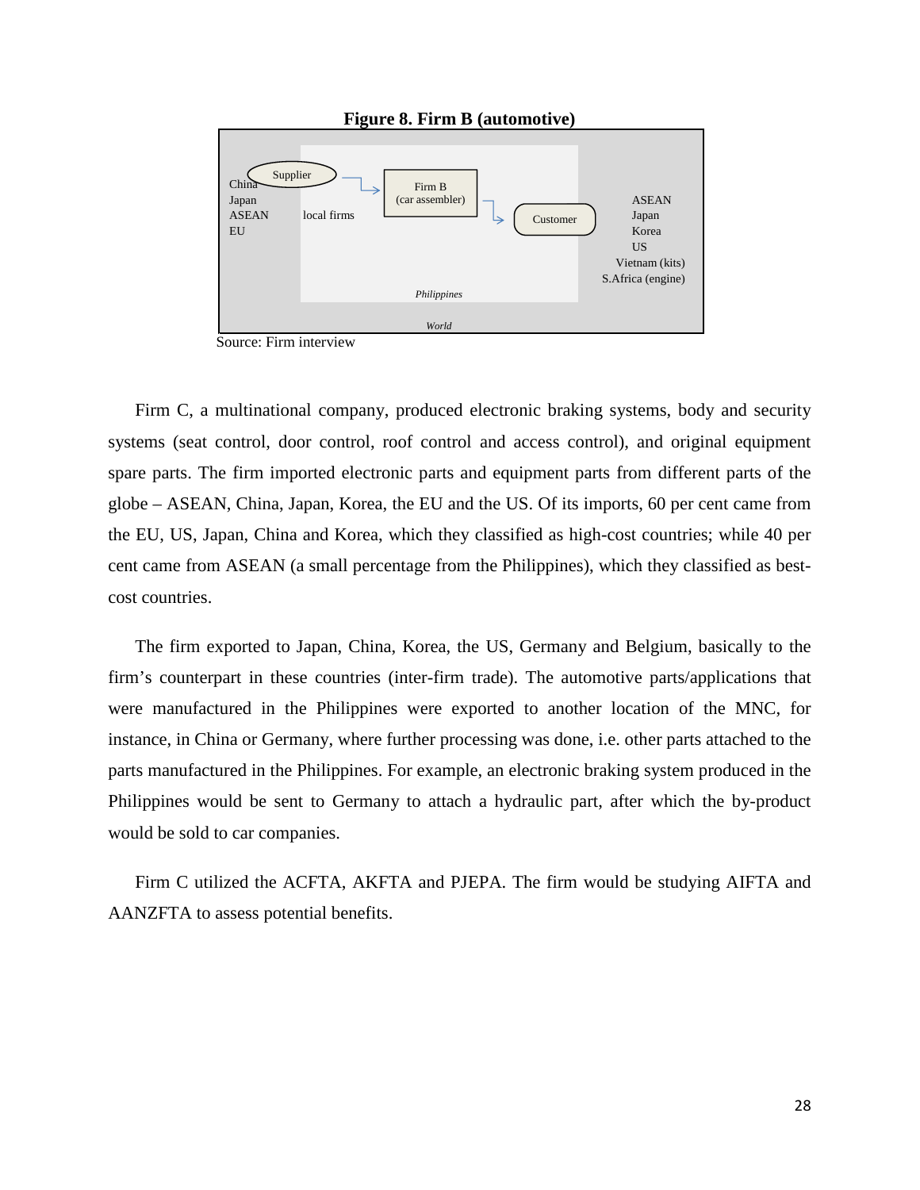**Figure 8. Firm B (automotive)**

Supplier
China
Japan
ASEAN
EU
local firms
Firm B
(car assembler)
Customer
ASEAN
Japan
Korea
US
Vietnam (kits)
S.Africa (engine)
Philippines
World

Source: Firm interview

Firm C, a multinational company, produced electronic braking systems, body and security systems (seat control, door control, roof control and access control), and original equipment spare parts. The firm imported electronic parts and equipment parts from different parts of the globe – ASEAN, China, Japan, Korea, the EU and the US. Of its imports, 60 per cent came from the EU, US, Japan, China and Korea, which they classified as high-cost countries; while 40 per cent came from ASEAN (a small percentage from the Philippines), which they classified as best-cost countries.

The firm exported to Japan, China, Korea, the US, Germany and Belgium, basically to the firm's counterpart in these countries (inter-firm trade). The automotive parts/applications that were manufactured in the Philippines were exported to another location of the MNC, for instance, in China or Germany, where further processing was done, i.e. other parts attached to the parts manufactured in the Philippines. For example, an electronic braking system produced in the Philippines would be sent to Germany to attach a hydraulic part, after which the by-product would be sold to car companies.

Firm C utilized the ACFTA, AKFTA and PJEPA. The firm would be studying AIFTA and AANZFTA to assess potential benefits.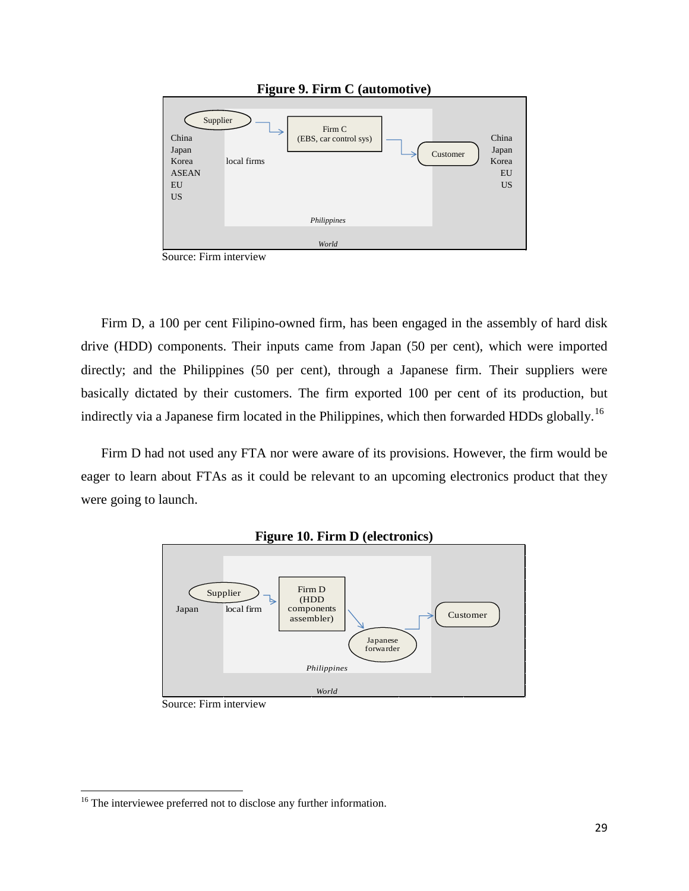**Figure 9. Firm C (automotive)**

Source: Firm interview

Firm D, a 100 per cent Filipino-owned firm, has been engaged in the assembly of hard disk drive (HDD) components. Their inputs came from Japan (50 per cent), which were imported directly; and the Philippines (50 per cent), through a Japanese firm. Their suppliers were basically dictated by their customers. The firm exported 100 per cent of its production, but indirectly via a Japanese firm located in the Philippines, which then forwarded HDDs globally.[16]

Firm D had not used any FTA nor were aware of its provisions. However, the firm would be eager to learn about FTAs as it could be relevant to an upcoming electronics product that they were going to launch.

**Figure 10. Firm D (electronics)**

Source: Firm interview

[16] The interviewee preferred not to disclose any further information.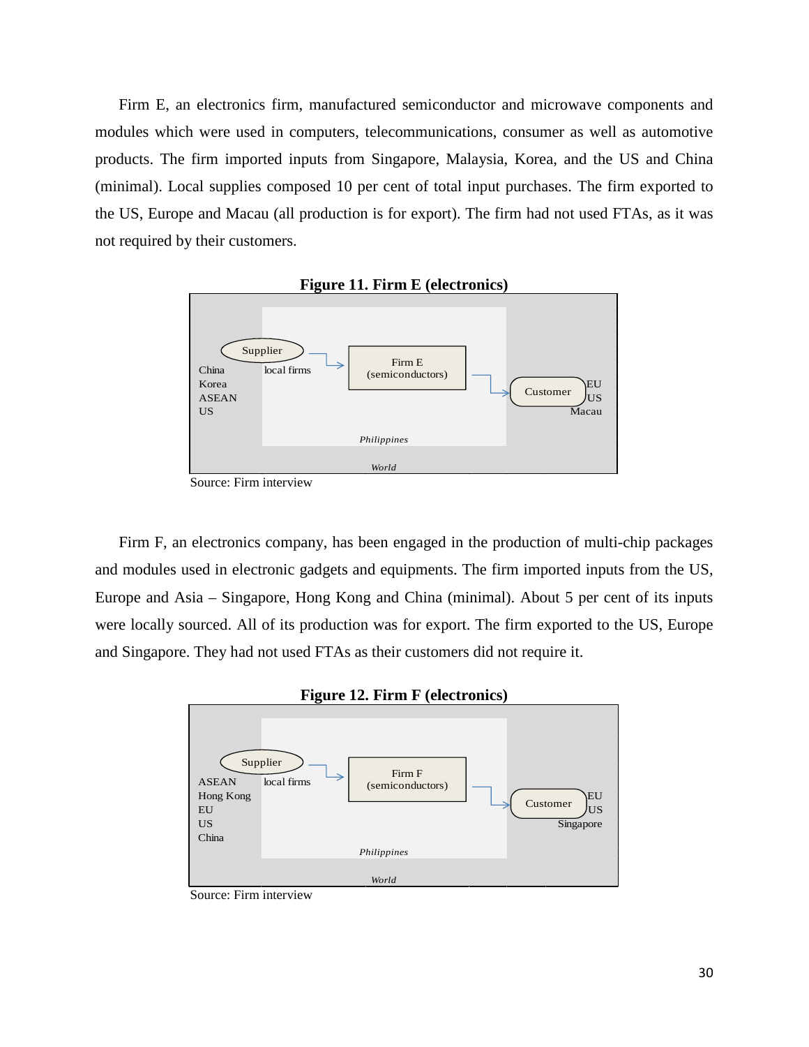Firm E, an electronics firm, manufactured semiconductor and microwave components and modules which were used in computers, telecommunications, consumer as well as automotive products. The firm imported inputs from Singapore, Malaysia, Korea, and the US and China (minimal). Local supplies composed 10 per cent of total input purchases. The firm exported to the US, Europe and Macau (all production is for export). The firm had not used FTAs, as it was not required by their customers.

**Figure 11. Firm E (electronics)**

Supplier
China
Korea
ASEAN
US
local firms
Firm E
(semiconductors)
Customer
EU
US
Macau
*Philippines*
*World*

Source: Firm interview

Firm F, an electronics company, has been engaged in the production of multi-chip packages and modules used in electronic gadgets and equipments. The firm imported inputs from the US, Europe and Asia – Singapore, Hong Kong and China (minimal). About 5 per cent of its inputs were locally sourced. All of its production was for export. The firm exported to the US, Europe and Singapore. They had not used FTAs as their customers did not require it.

**Figure 12. Firm F (electronics)**

Supplier
ASEAN
Hong Kong
EU
US
China
local firms
Firm F
(semiconductors)
Customer
EU
US
Singapore
*Philippines*
*World*

Source: Firm interview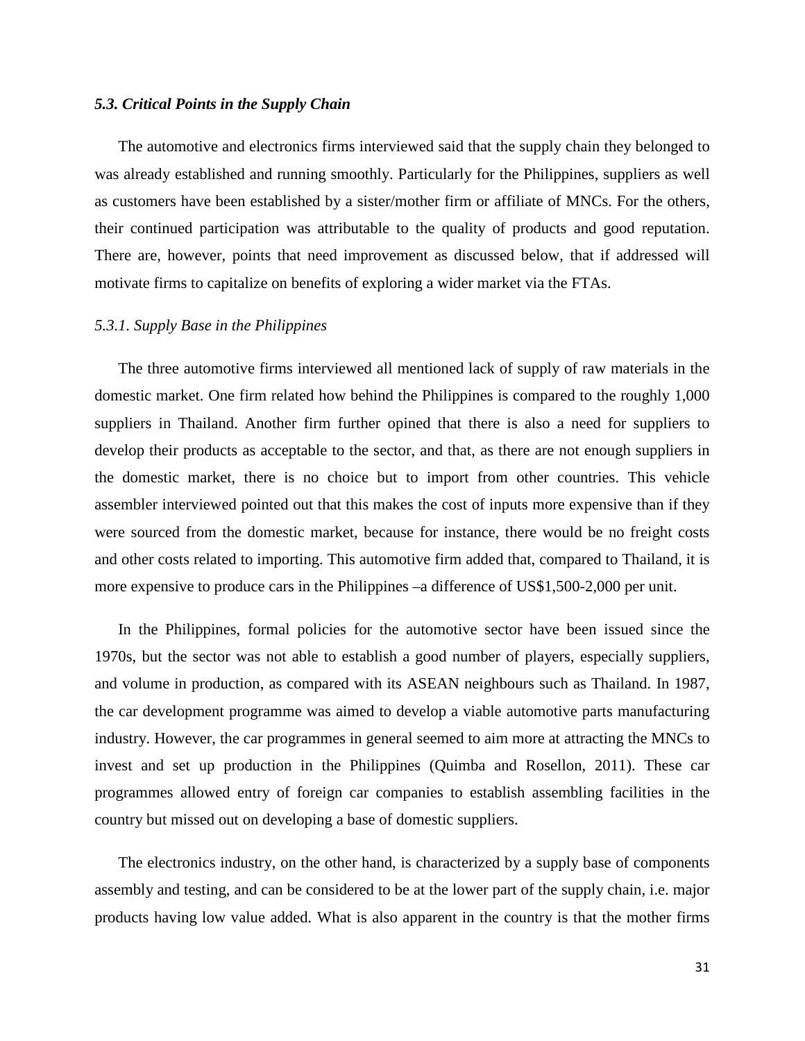### *5.3. Critical Points in the Supply Chain*

The automotive and electronics firms interviewed said that the supply chain they belonged to was already established and running smoothly. Particularly for the Philippines, suppliers as well as customers have been established by a sister/mother firm or affiliate of MNCs. For the others, their continued participation was attributable to the quality of products and good reputation. There are, however, points that need improvement as discussed below, that if addressed will motivate firms to capitalize on benefits of exploring a wider market via the FTAs.

#### *5.3.1. Supply Base in the Philippines*

The three automotive firms interviewed all mentioned lack of supply of raw materials in the domestic market. One firm related how behind the Philippines is compared to the roughly 1,000 suppliers in Thailand. Another firm further opined that there is also a need for suppliers to develop their products as acceptable to the sector, and that, as there are not enough suppliers in the domestic market, there is no choice but to import from other countries. This vehicle assembler interviewed pointed out that this makes the cost of inputs more expensive than if they were sourced from the domestic market, because for instance, there would be no freight costs and other costs related to importing. This automotive firm added that, compared to Thailand, it is more expensive to produce cars in the Philippines –a difference of US$1,500-2,000 per unit.

In the Philippines, formal policies for the automotive sector have been issued since the 1970s, but the sector was not able to establish a good number of players, especially suppliers, and volume in production, as compared with its ASEAN neighbours such as Thailand. In 1987, the car development programme was aimed to develop a viable automotive parts manufacturing industry. However, the car programmes in general seemed to aim more at attracting the MNCs to invest and set up production in the Philippines (Quimba and Rosellon, 2011). These car programmes allowed entry of foreign car companies to establish assembling facilities in the country but missed out on developing a base of domestic suppliers.

The electronics industry, on the other hand, is characterized by a supply base of components assembly and testing, and can be considered to be at the lower part of the supply chain, i.e. major products having low value added. What is also apparent in the country is that the mother firms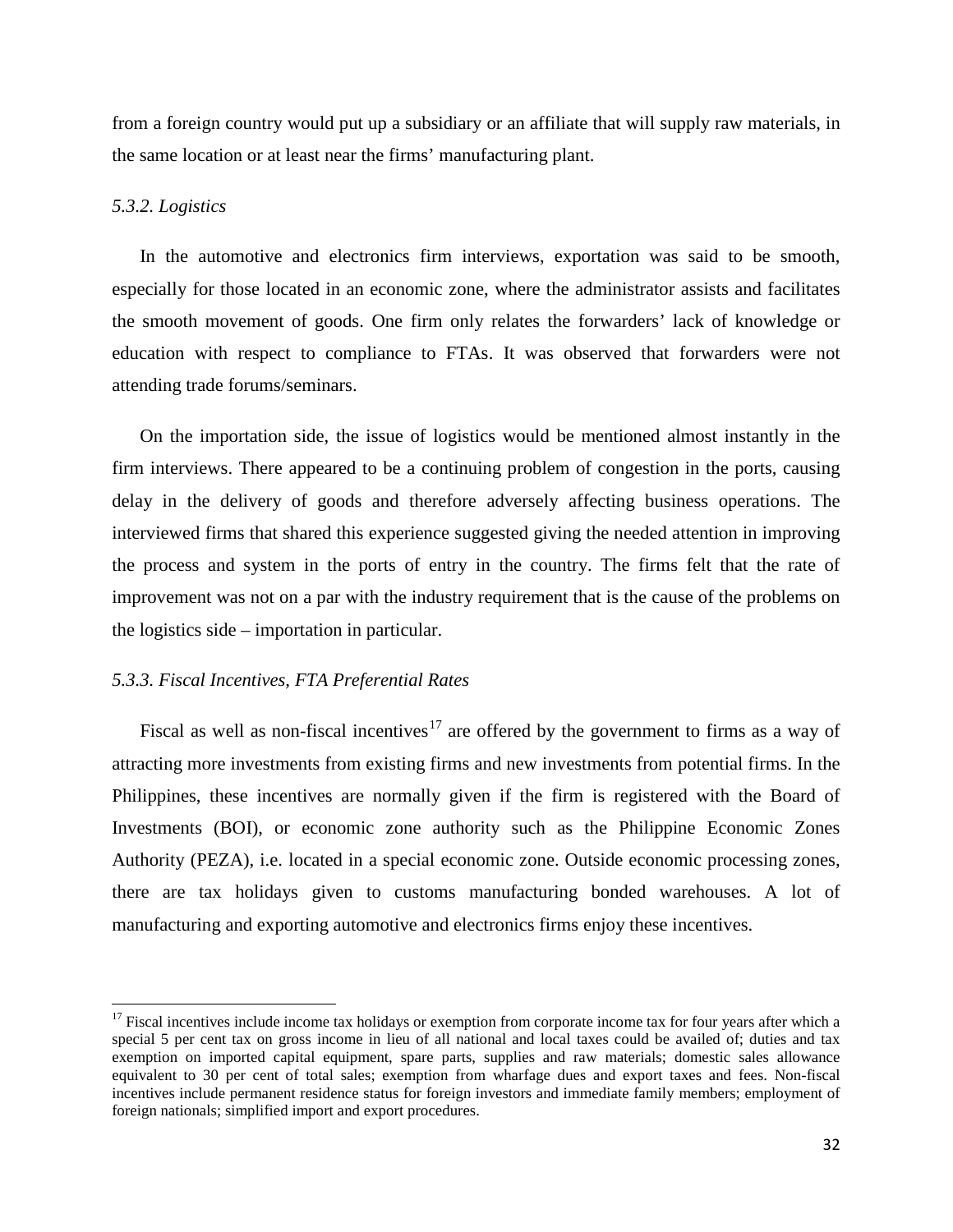from a foreign country would put up a subsidiary or an affiliate that will supply raw materials, in the same location or at least near the firms' manufacturing plant.

### *5.3.2. Logistics*

In the automotive and electronics firm interviews, exportation was said to be smooth, especially for those located in an economic zone, where the administrator assists and facilitates the smooth movement of goods. One firm only relates the forwarders' lack of knowledge or education with respect to compliance to FTAs. It was observed that forwarders were not attending trade forums/seminars.

On the importation side, the issue of logistics would be mentioned almost instantly in the firm interviews. There appeared to be a continuing problem of congestion in the ports, causing delay in the delivery of goods and therefore adversely affecting business operations. The interviewed firms that shared this experience suggested giving the needed attention in improving the process and system in the ports of entry in the country. The firms felt that the rate of improvement was not on a par with the industry requirement that is the cause of the problems on the logistics side – importation in particular.

### *5.3.3. Fiscal Incentives, FTA Preferential Rates*

Fiscal as well as non-fiscal incentives[17] are offered by the government to firms as a way of attracting more investments from existing firms and new investments from potential firms. In the Philippines, these incentives are normally given if the firm is registered with the Board of Investments (BOI), or economic zone authority such as the Philippine Economic Zones Authority (PEZA), i.e. located in a special economic zone. Outside economic processing zones, there are tax holidays given to customs manufacturing bonded warehouses. A lot of manufacturing and exporting automotive and electronics firms enjoy these incentives.

---

[17] Fiscal incentives include income tax holidays or exemption from corporate income tax for four years after which a special 5 per cent tax on gross income in lieu of all national and local taxes could be availed of; duties and tax exemption on imported capital equipment, spare parts, supplies and raw materials; domestic sales allowance equivalent to 30 per cent of total sales; exemption from wharfage dues and export taxes and fees. Non-fiscal incentives include permanent residence status for foreign investors and immediate family members; employment of foreign nationals; simplified import and export procedures.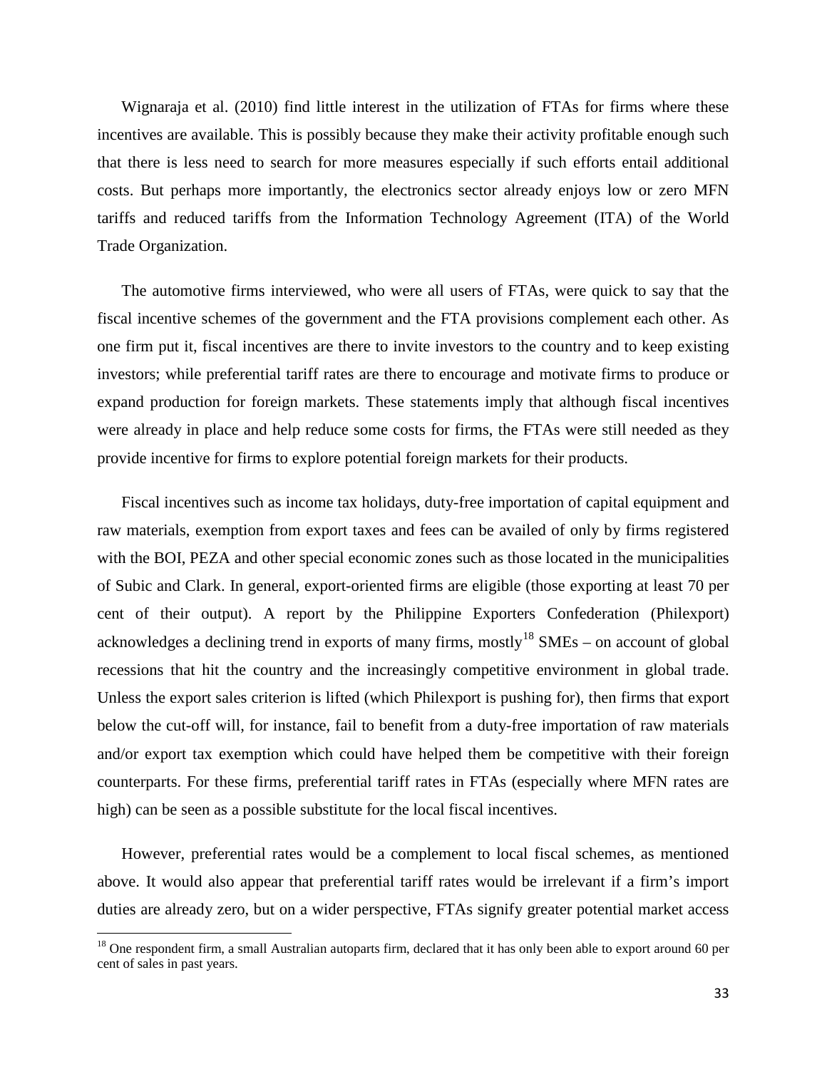Wignaraja et al. (2010) find little interest in the utilization of FTAs for firms where these incentives are available. This is possibly because they make their activity profitable enough such that there is less need to search for more measures especially if such efforts entail additional costs. But perhaps more importantly, the electronics sector already enjoys low or zero MFN tariffs and reduced tariffs from the Information Technology Agreement (ITA) of the World Trade Organization.

The automotive firms interviewed, who were all users of FTAs, were quick to say that the fiscal incentive schemes of the government and the FTA provisions complement each other. As one firm put it, fiscal incentives are there to invite investors to the country and to keep existing investors; while preferential tariff rates are there to encourage and motivate firms to produce or expand production for foreign markets. These statements imply that although fiscal incentives were already in place and help reduce some costs for firms, the FTAs were still needed as they provide incentive for firms to explore potential foreign markets for their products.

Fiscal incentives such as income tax holidays, duty-free importation of capital equipment and raw materials, exemption from export taxes and fees can be availed of only by firms registered with the BOI, PEZA and other special economic zones such as those located in the municipalities of Subic and Clark. In general, export-oriented firms are eligible (those exporting at least 70 per cent of their output). A report by the Philippine Exporters Confederation (Philexport) acknowledges a declining trend in exports of many firms, mostly[18] SMEs – on account of global recessions that hit the country and the increasingly competitive environment in global trade. Unless the export sales criterion is lifted (which Philexport is pushing for), then firms that export below the cut-off will, for instance, fail to benefit from a duty-free importation of raw materials and/or export tax exemption which could have helped them be competitive with their foreign counterparts. For these firms, preferential tariff rates in FTAs (especially where MFN rates are high) can be seen as a possible substitute for the local fiscal incentives.

However, preferential rates would be a complement to local fiscal schemes, as mentioned above. It would also appear that preferential tariff rates would be irrelevant if a firm's import duties are already zero, but on a wider perspective, FTAs signify greater potential market access

[18] One respondent firm, a small Australian autoparts firm, declared that it has only been able to export around 60 per cent of sales in past years.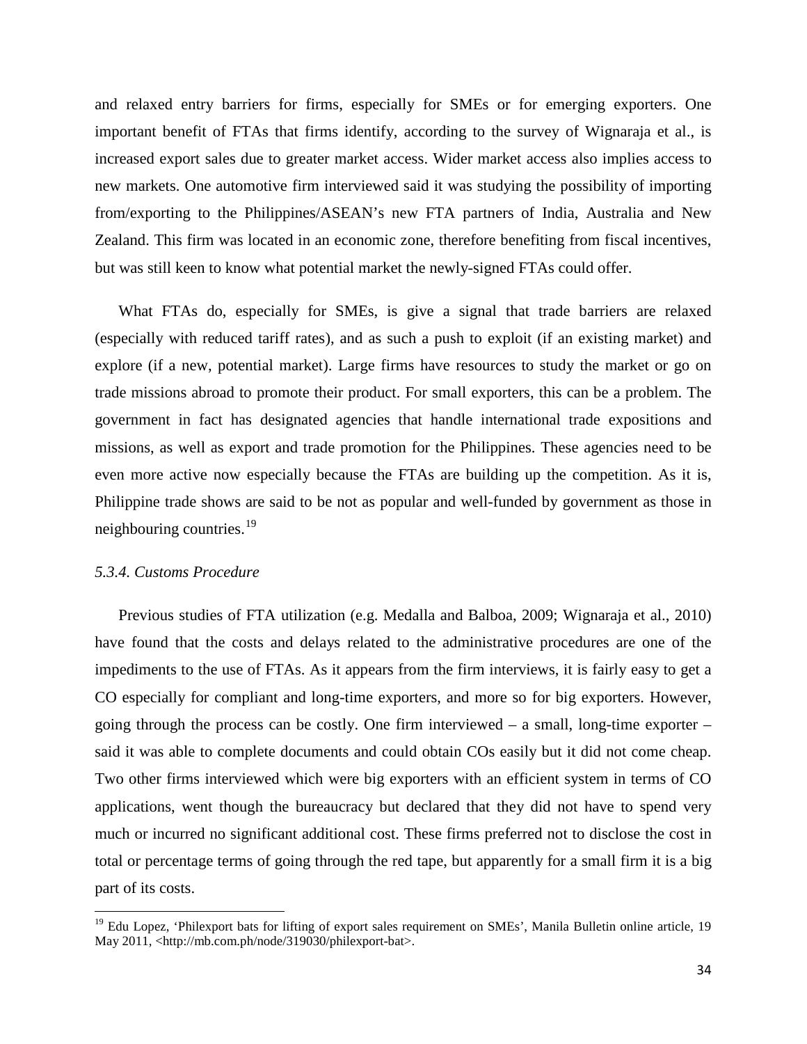and relaxed entry barriers for firms, especially for SMEs or for emerging exporters. One important benefit of FTAs that firms identify, according to the survey of Wignaraja et al., is increased export sales due to greater market access. Wider market access also implies access to new markets. One automotive firm interviewed said it was studying the possibility of importing from/exporting to the Philippines/ASEAN's new FTA partners of India, Australia and New Zealand. This firm was located in an economic zone, therefore benefiting from fiscal incentives, but was still keen to know what potential market the newly-signed FTAs could offer.

What FTAs do, especially for SMEs, is give a signal that trade barriers are relaxed (especially with reduced tariff rates), and as such a push to exploit (if an existing market) and explore (if a new, potential market). Large firms have resources to study the market or go on trade missions abroad to promote their product. For small exporters, this can be a problem. The government in fact has designated agencies that handle international trade expositions and missions, as well as export and trade promotion for the Philippines. These agencies need to be even more active now especially because the FTAs are building up the competition. As it is, Philippine trade shows are said to be not as popular and well-funded by government as those in neighbouring countries.[19]

### *5.3.4. Customs Procedure*

Previous studies of FTA utilization (e.g. Medalla and Balboa, 2009; Wignaraja et al., 2010) have found that the costs and delays related to the administrative procedures are one of the impediments to the use of FTAs. As it appears from the firm interviews, it is fairly easy to get a CO especially for compliant and long-time exporters, and more so for big exporters. However, going through the process can be costly. One firm interviewed – a small, long-time exporter – said it was able to complete documents and could obtain COs easily but it did not come cheap. Two other firms interviewed which were big exporters with an efficient system in terms of CO applications, went though the bureaucracy but declared that they did not have to spend very much or incurred no significant additional cost. These firms preferred not to disclose the cost in total or percentage terms of going through the red tape, but apparently for a small firm it is a big part of its costs.

[19] Edu Lopez, 'Philexport bats for lifting of export sales requirement on SMEs', Manila Bulletin online article, 19 May 2011, <http://mb.com.ph/node/319030/philexport-bat>.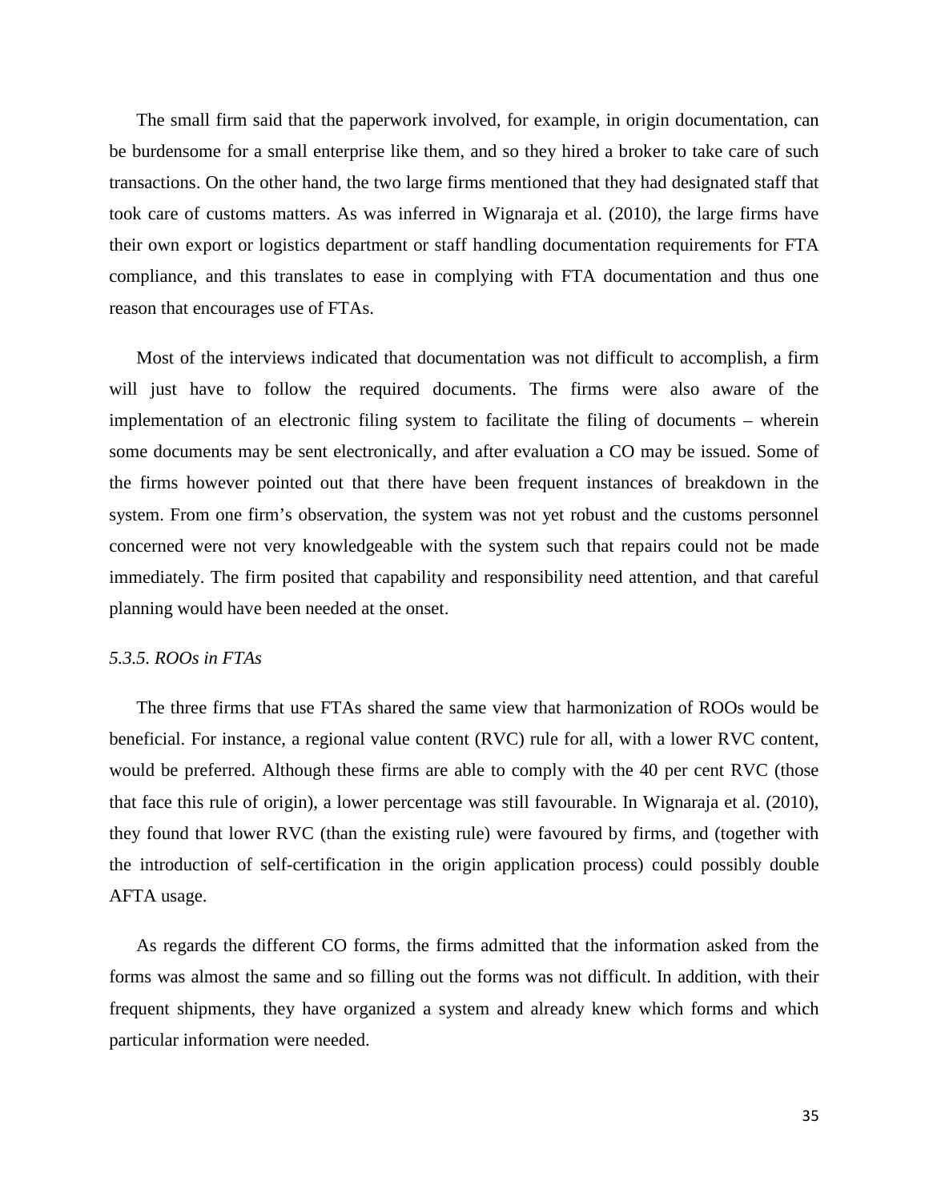The small firm said that the paperwork involved, for example, in origin documentation, can be burdensome for a small enterprise like them, and so they hired a broker to take care of such transactions. On the other hand, the two large firms mentioned that they had designated staff that took care of customs matters. As was inferred in Wignaraja et al. (2010), the large firms have their own export or logistics department or staff handling documentation requirements for FTA compliance, and this translates to ease in complying with FTA documentation and thus one reason that encourages use of FTAs.

Most of the interviews indicated that documentation was not difficult to accomplish, a firm will just have to follow the required documents. The firms were also aware of the implementation of an electronic filing system to facilitate the filing of documents – wherein some documents may be sent electronically, and after evaluation a CO may be issued. Some of the firms however pointed out that there have been frequent instances of breakdown in the system. From one firm's observation, the system was not yet robust and the customs personnel concerned were not very knowledgeable with the system such that repairs could not be made immediately. The firm posited that capability and responsibility need attention, and that careful planning would have been needed at the onset.

#### *5.3.5. ROOs in FTAs*

The three firms that use FTAs shared the same view that harmonization of ROOs would be beneficial. For instance, a regional value content (RVC) rule for all, with a lower RVC content, would be preferred. Although these firms are able to comply with the 40 per cent RVC (those that face this rule of origin), a lower percentage was still favourable. In Wignaraja et al. (2010), they found that lower RVC (than the existing rule) were favoured by firms, and (together with the introduction of self-certification in the origin application process) could possibly double AFTA usage.

As regards the different CO forms, the firms admitted that the information asked from the forms was almost the same and so filling out the forms was not difficult. In addition, with their frequent shipments, they have organized a system and already knew which forms and which particular information were needed.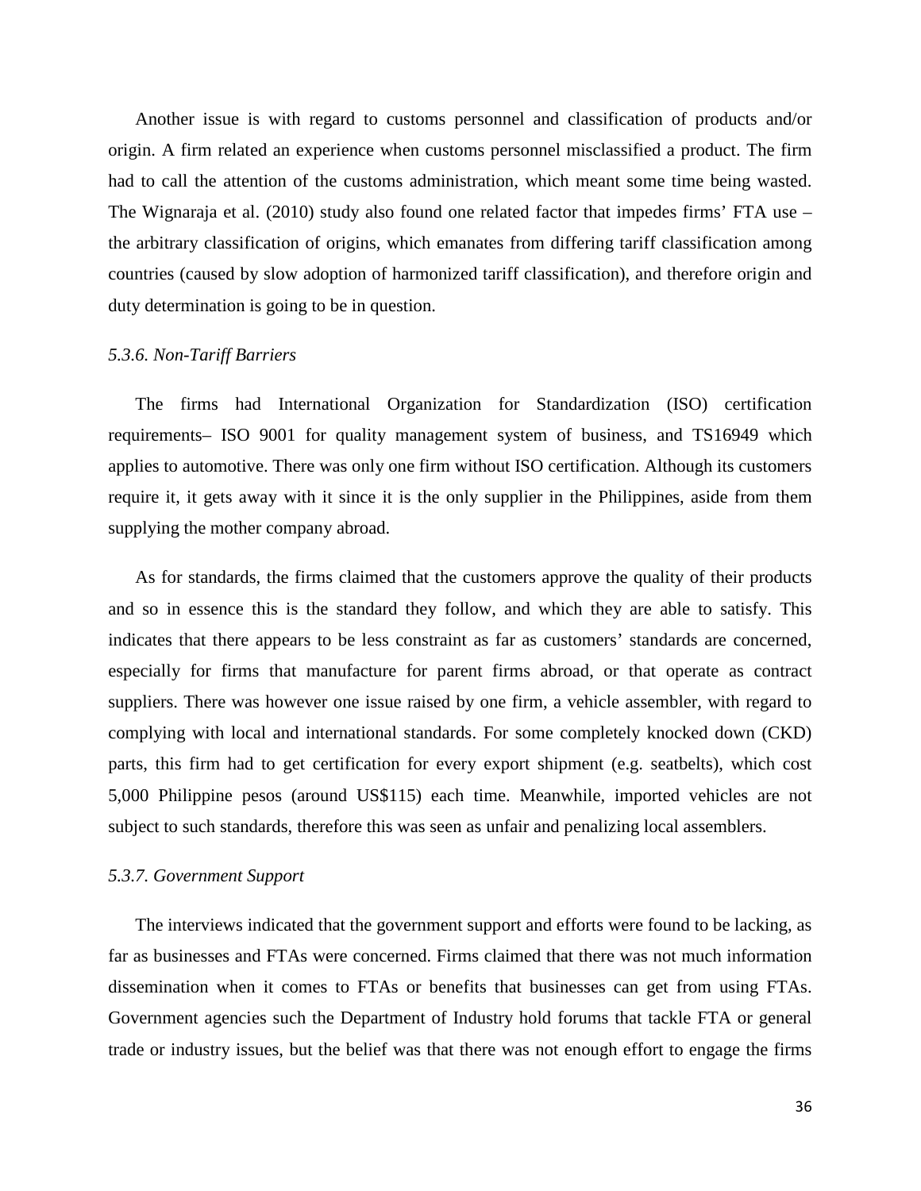Another issue is with regard to customs personnel and classification of products and/or origin. A firm related an experience when customs personnel misclassified a product. The firm had to call the attention of the customs administration, which meant some time being wasted. The Wignaraja et al. (2010) study also found one related factor that impedes firms' FTA use – the arbitrary classification of origins, which emanates from differing tariff classification among countries (caused by slow adoption of harmonized tariff classification), and therefore origin and duty determination is going to be in question.

### *5.3.6. Non-Tariff Barriers*

The firms had International Organization for Standardization (ISO) certification requirements– ISO 9001 for quality management system of business, and TS16949 which applies to automotive. There was only one firm without ISO certification. Although its customers require it, it gets away with it since it is the only supplier in the Philippines, aside from them supplying the mother company abroad.

As for standards, the firms claimed that the customers approve the quality of their products and so in essence this is the standard they follow, and which they are able to satisfy. This indicates that there appears to be less constraint as far as customers' standards are concerned, especially for firms that manufacture for parent firms abroad, or that operate as contract suppliers. There was however one issue raised by one firm, a vehicle assembler, with regard to complying with local and international standards. For some completely knocked down (CKD) parts, this firm had to get certification for every export shipment (e.g. seatbelts), which cost 5,000 Philippine pesos (around US$115) each time. Meanwhile, imported vehicles are not subject to such standards, therefore this was seen as unfair and penalizing local assemblers.

### *5.3.7. Government Support*

The interviews indicated that the government support and efforts were found to be lacking, as far as businesses and FTAs were concerned. Firms claimed that there was not much information dissemination when it comes to FTAs or benefits that businesses can get from using FTAs. Government agencies such the Department of Industry hold forums that tackle FTA or general trade or industry issues, but the belief was that there was not enough effort to engage the firms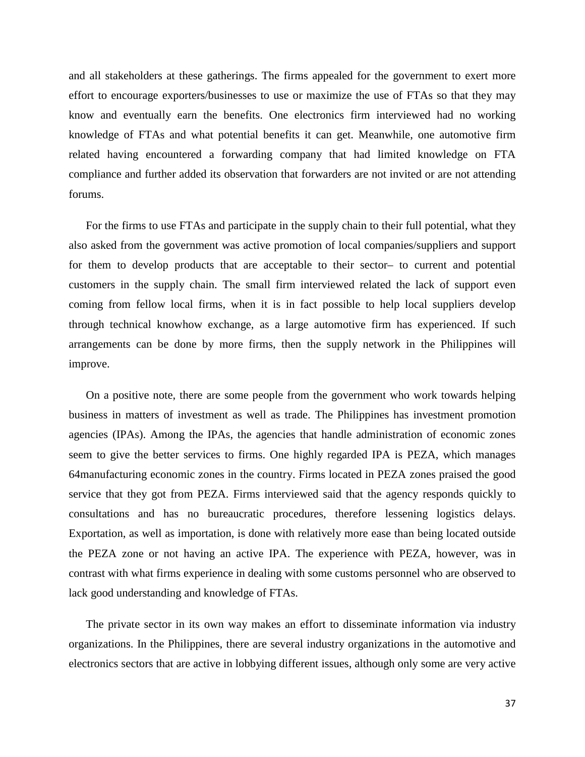and all stakeholders at these gatherings. The firms appealed for the government to exert more effort to encourage exporters/businesses to use or maximize the use of FTAs so that they may know and eventually earn the benefits. One electronics firm interviewed had no working knowledge of FTAs and what potential benefits it can get. Meanwhile, one automotive firm related having encountered a forwarding company that had limited knowledge on FTA compliance and further added its observation that forwarders are not invited or are not attending forums.

For the firms to use FTAs and participate in the supply chain to their full potential, what they also asked from the government was active promotion of local companies/suppliers and support for them to develop products that are acceptable to their sector– to current and potential customers in the supply chain. The small firm interviewed related the lack of support even coming from fellow local firms, when it is in fact possible to help local suppliers develop through technical knowhow exchange, as a large automotive firm has experienced. If such arrangements can be done by more firms, then the supply network in the Philippines will improve.

On a positive note, there are some people from the government who work towards helping business in matters of investment as well as trade. The Philippines has investment promotion agencies (IPAs). Among the IPAs, the agencies that handle administration of economic zones seem to give the better services to firms. One highly regarded IPA is PEZA, which manages 64manufacturing economic zones in the country. Firms located in PEZA zones praised the good service that they got from PEZA. Firms interviewed said that the agency responds quickly to consultations and has no bureaucratic procedures, therefore lessening logistics delays. Exportation, as well as importation, is done with relatively more ease than being located outside the PEZA zone or not having an active IPA. The experience with PEZA, however, was in contrast with what firms experience in dealing with some customs personnel who are observed to lack good understanding and knowledge of FTAs.

The private sector in its own way makes an effort to disseminate information via industry organizations. In the Philippines, there are several industry organizations in the automotive and electronics sectors that are active in lobbying different issues, although only some are very active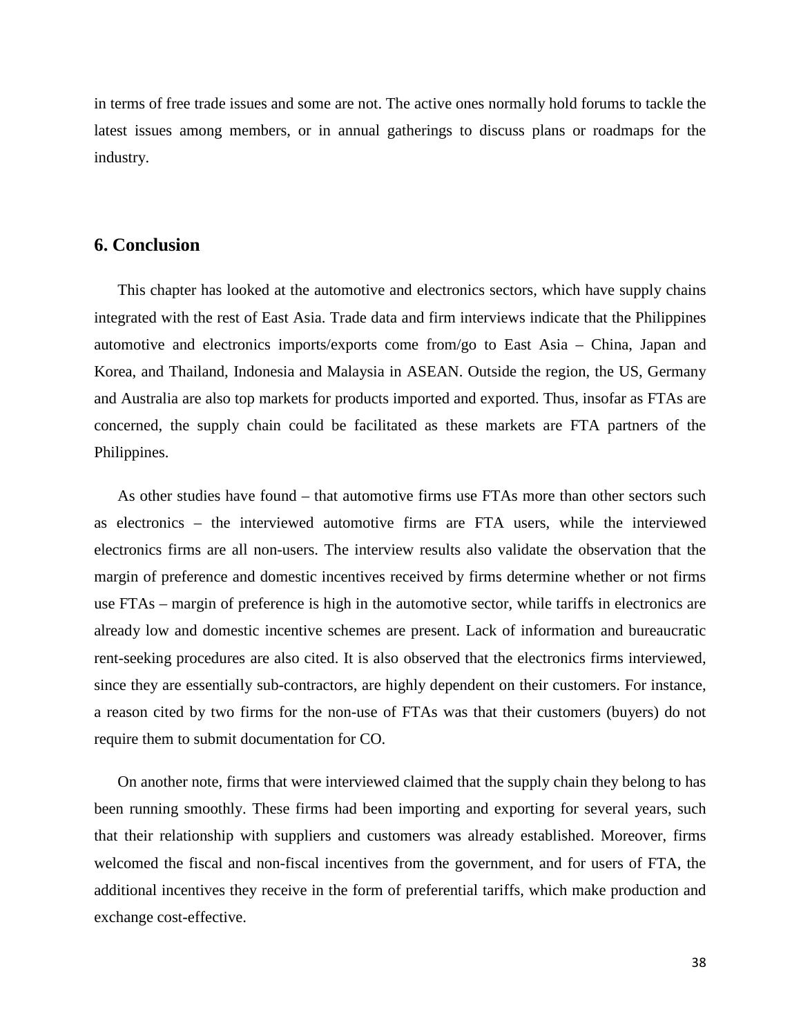in terms of free trade issues and some are not. The active ones normally hold forums to tackle the latest issues among members, or in annual gatherings to discuss plans or roadmaps for the industry.

## 6. Conclusion

This chapter has looked at the automotive and electronics sectors, which have supply chains integrated with the rest of East Asia. Trade data and firm interviews indicate that the Philippines automotive and electronics imports/exports come from/go to East Asia – China, Japan and Korea, and Thailand, Indonesia and Malaysia in ASEAN. Outside the region, the US, Germany and Australia are also top markets for products imported and exported. Thus, insofar as FTAs are concerned, the supply chain could be facilitated as these markets are FTA partners of the Philippines.

As other studies have found – that automotive firms use FTAs more than other sectors such as electronics – the interviewed automotive firms are FTA users, while the interviewed electronics firms are all non-users. The interview results also validate the observation that the margin of preference and domestic incentives received by firms determine whether or not firms use FTAs – margin of preference is high in the automotive sector, while tariffs in electronics are already low and domestic incentive schemes are present. Lack of information and bureaucratic rent-seeking procedures are also cited. It is also observed that the electronics firms interviewed, since they are essentially sub-contractors, are highly dependent on their customers. For instance, a reason cited by two firms for the non-use of FTAs was that their customers (buyers) do not require them to submit documentation for CO.

On another note, firms that were interviewed claimed that the supply chain they belong to has been running smoothly. These firms had been importing and exporting for several years, such that their relationship with suppliers and customers was already established. Moreover, firms welcomed the fiscal and non-fiscal incentives from the government, and for users of FTA, the additional incentives they receive in the form of preferential tariffs, which make production and exchange cost-effective.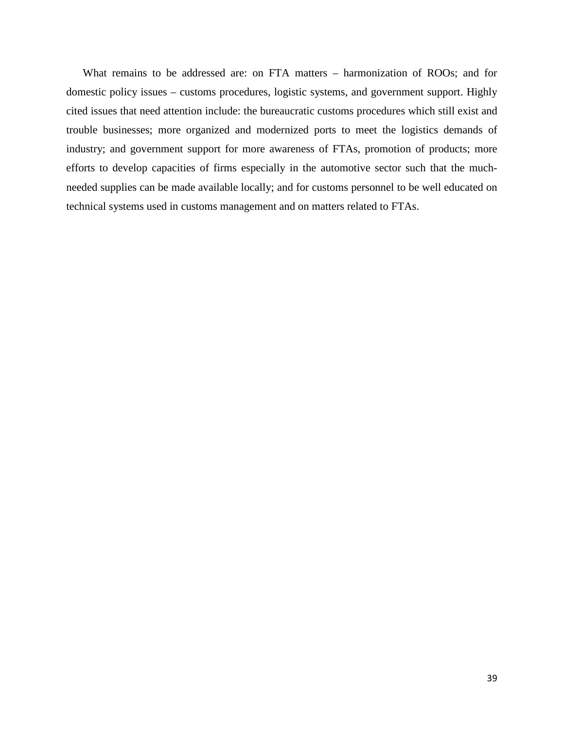What remains to be addressed are: on FTA matters – harmonization of ROOs; and for domestic policy issues – customs procedures, logistic systems, and government support. Highly cited issues that need attention include: the bureaucratic customs procedures which still exist and trouble businesses; more organized and modernized ports to meet the logistics demands of industry; and government support for more awareness of FTAs, promotion of products; more efforts to develop capacities of firms especially in the automotive sector such that the much-needed supplies can be made available locally; and for customs personnel to be well educated on technical systems used in customs management and on matters related to FTAs.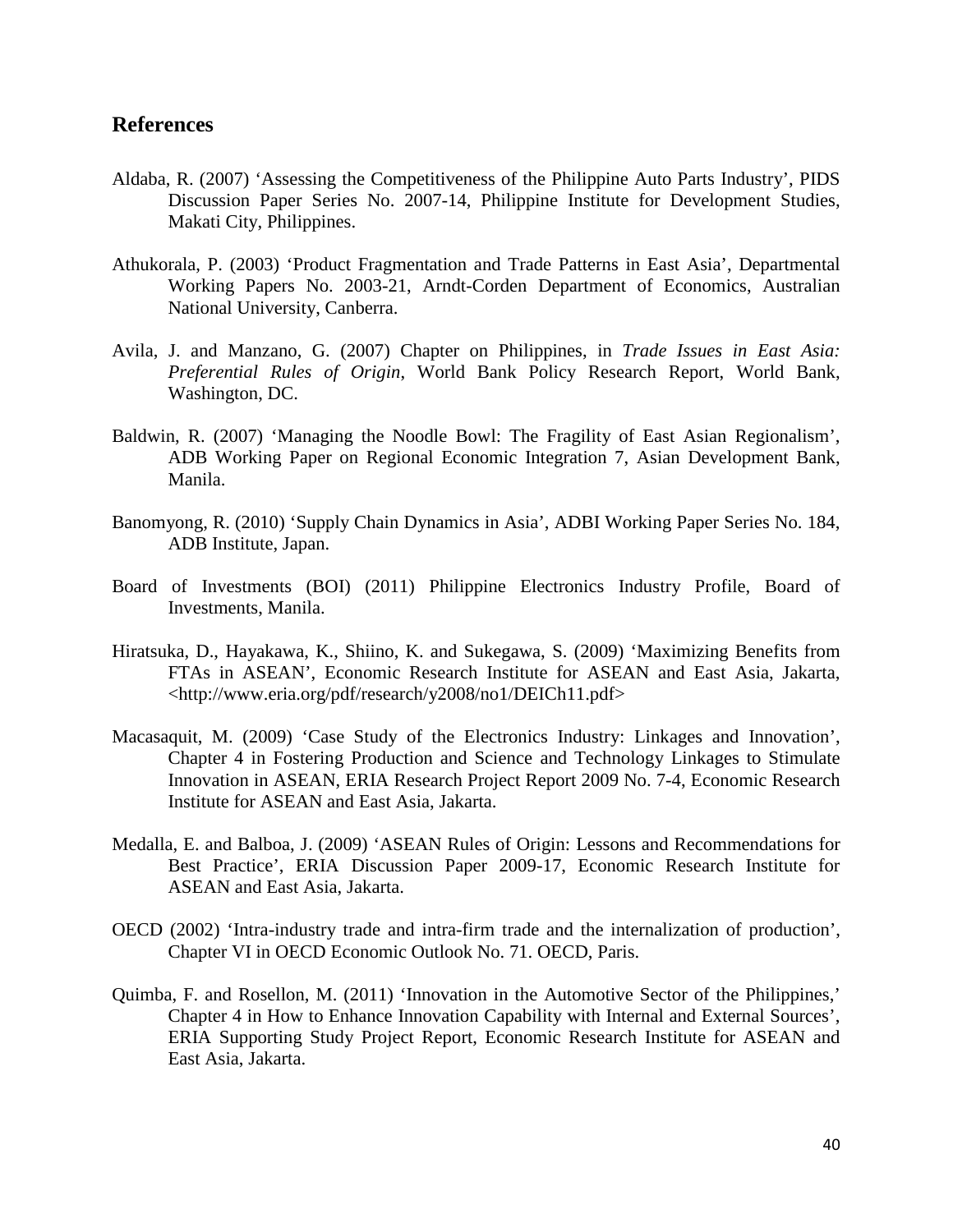## References

Aldaba, R. (2007) 'Assessing the Competitiveness of the Philippine Auto Parts Industry', PIDS Discussion Paper Series No. 2007-14, Philippine Institute for Development Studies, Makati City, Philippines.

Athukorala, P. (2003) 'Product Fragmentation and Trade Patterns in East Asia', Departmental Working Papers No. 2003-21, Arndt-Corden Department of Economics, Australian National University, Canberra.

Avila, J. and Manzano, G. (2007) Chapter on Philippines, in *Trade Issues in East Asia: Preferential Rules of Origin*, World Bank Policy Research Report, World Bank, Washington, DC.

Baldwin, R. (2007) 'Managing the Noodle Bowl: The Fragility of East Asian Regionalism', ADB Working Paper on Regional Economic Integration 7, Asian Development Bank, Manila.

Banomyong, R. (2010) 'Supply Chain Dynamics in Asia', ADBI Working Paper Series No. 184, ADB Institute, Japan.

Board of Investments (BOI) (2011) Philippine Electronics Industry Profile, Board of Investments, Manila.

Hiratsuka, D., Hayakawa, K., Shiino, K. and Sukegawa, S. (2009) 'Maximizing Benefits from FTAs in ASEAN', Economic Research Institute for ASEAN and East Asia, Jakarta, <http://www.eria.org/pdf/research/y2008/no1/DEICh11.pdf>

Macasaquit, M. (2009) 'Case Study of the Electronics Industry: Linkages and Innovation', Chapter 4 in Fostering Production and Science and Technology Linkages to Stimulate Innovation in ASEAN, ERIA Research Project Report 2009 No. 7-4, Economic Research Institute for ASEAN and East Asia, Jakarta.

Medalla, E. and Balboa, J. (2009) 'ASEAN Rules of Origin: Lessons and Recommendations for Best Practice', ERIA Discussion Paper 2009-17, Economic Research Institute for ASEAN and East Asia, Jakarta.

OECD (2002) 'Intra-industry trade and intra-firm trade and the internalization of production', Chapter VI in OECD Economic Outlook No. 71. OECD, Paris.

Quimba, F. and Rosellon, M. (2011) 'Innovation in the Automotive Sector of the Philippines,' Chapter 4 in How to Enhance Innovation Capability with Internal and External Sources', ERIA Supporting Study Project Report, Economic Research Institute for ASEAN and East Asia, Jakarta.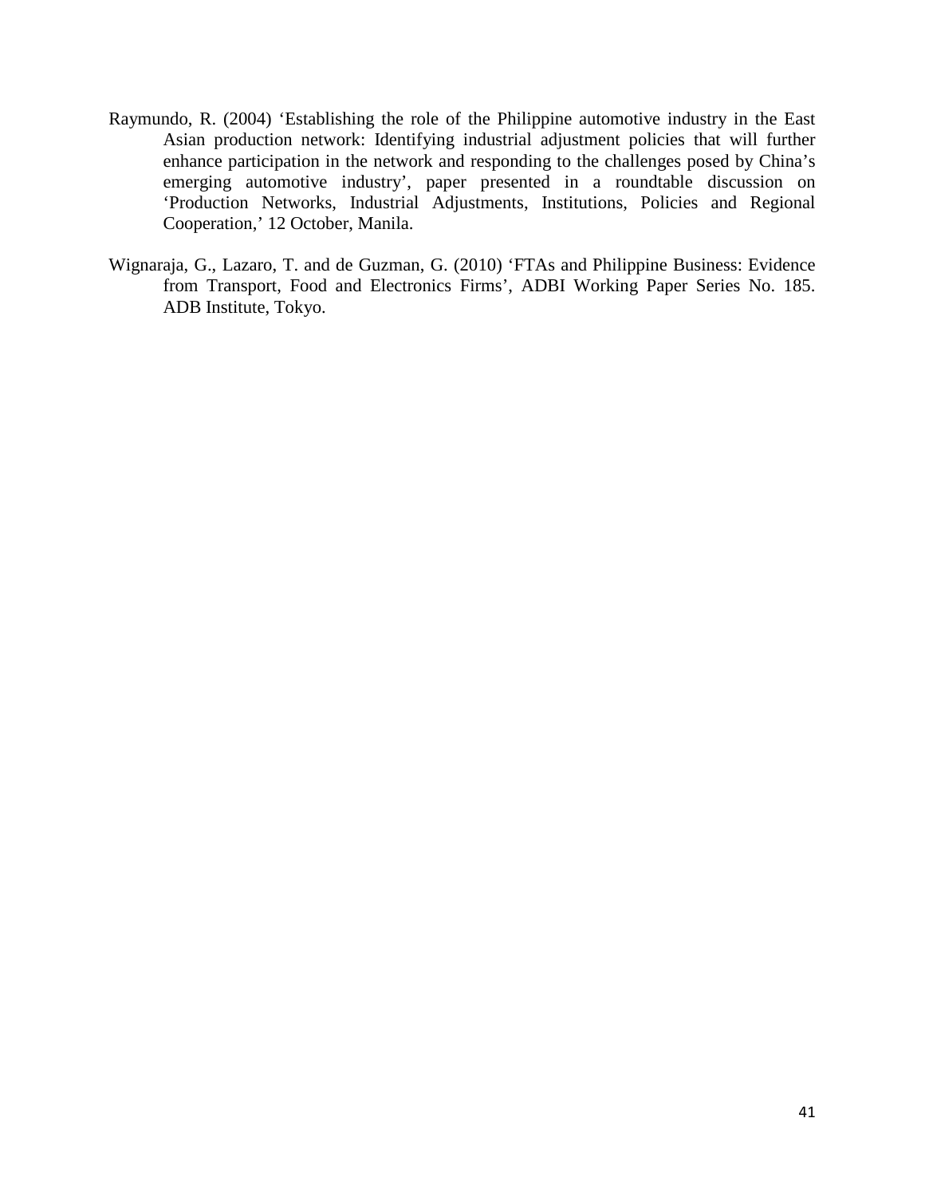Raymundo, R. (2004) 'Establishing the role of the Philippine automotive industry in the East Asian production network: Identifying industrial adjustment policies that will further enhance participation in the network and responding to the challenges posed by China's emerging automotive industry', paper presented in a roundtable discussion on 'Production Networks, Industrial Adjustments, Institutions, Policies and Regional Cooperation,' 12 October, Manila.

Wignaraja, G., Lazaro, T. and de Guzman, G. (2010) 'FTAs and Philippine Business: Evidence from Transport, Food and Electronics Firms', ADBI Working Paper Series No. 185. ADB Institute, Tokyo.